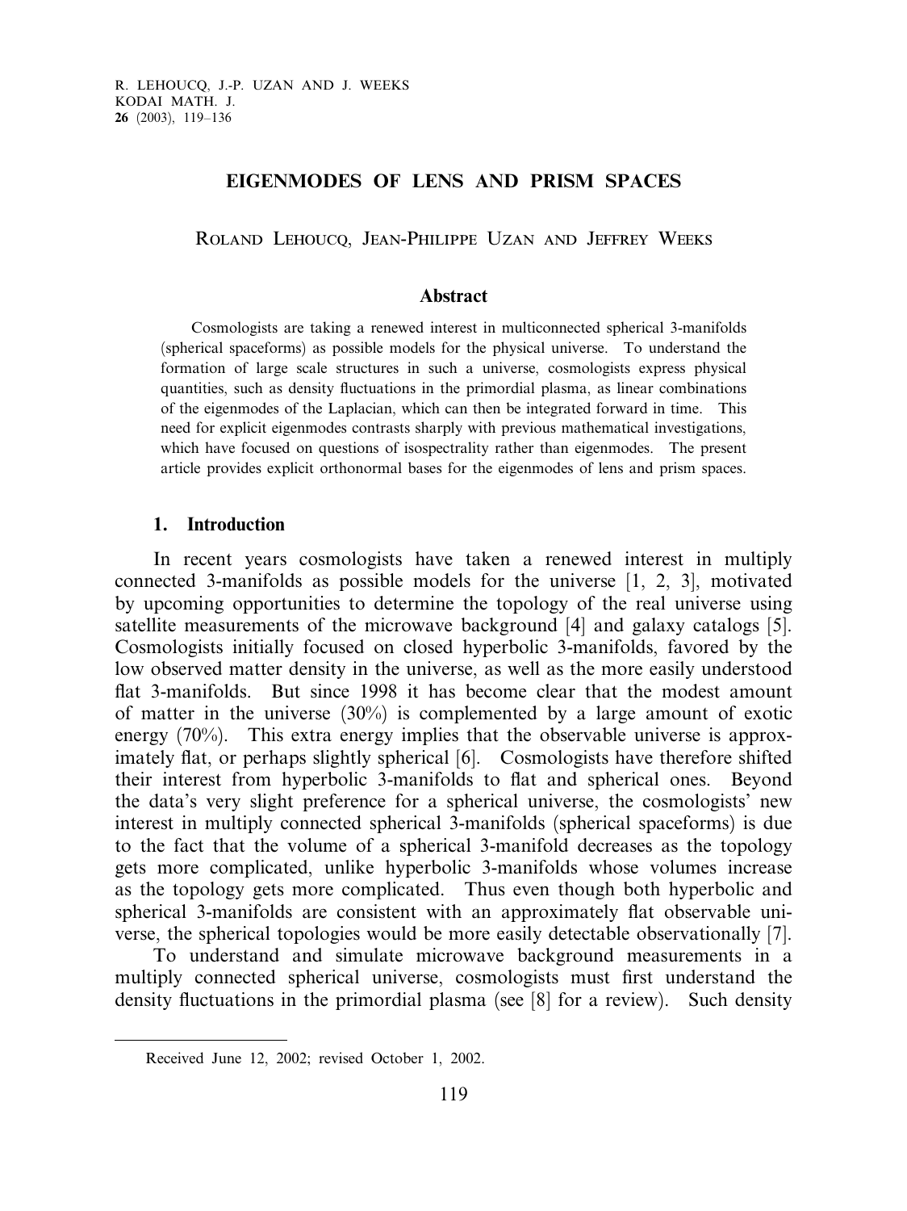# EIGENMODES OF LENS AND PRISM SPACES

Roland Lehoucq, Jean-Philippe Uzan and Jeffrey Weeks

## Abstract

Cosmologists are taking a renewed interest in multiconnected spherical 3-manifolds (spherical spaceforms) as possible models for the physical universe. To understand the formation of large scale structures in such a universe, cosmologists express physical quantities, such as density fluctuations in the primordial plasma, as linear combinations of the eigenmodes of the Laplacian, which can then be integrated forward in time. This need for explicit eigenmodes contrasts sharply with previous mathematical investigations, which have focused on questions of isospectrality rather than eigenmodes. The present article provides explicit orthonormal bases for the eigenmodes of lens and prism spaces.

## 1. Introduction

In recent years cosmologists have taken a renewed interest in multiply connected 3-manifolds as possible models for the universe [1, 2, 3], motivated by upcoming opportunities to determine the topology of the real universe using satellite measurements of the microwave background [4] and galaxy catalogs [5]. Cosmologists initially focused on closed hyperbolic 3-manifolds, favored by the low observed matter density in the universe, as well as the more easily understood flat 3-manifolds. But since 1998 it has become clear that the modest amount of matter in the universe (30%) is complemented by a large amount of exotic energy (70%). This extra energy implies that the observable universe is approximately flat, or perhaps slightly spherical [6]. Cosmologists have therefore shifted their interest from hyperbolic 3-manifolds to flat and spherical ones. Beyond the data's very slight preference for a spherical universe, the cosmologists' new interest in multiply connected spherical 3-manifolds (spherical spaceforms) is due to the fact that the volume of a spherical 3-manifold decreases as the topology gets more complicated, unlike hyperbolic 3-manifolds whose volumes increase as the topology gets more complicated. Thus even though both hyperbolic and spherical 3-manifolds are consistent with an approximately flat observable universe, the spherical topologies would be more easily detectable observationally [7].

To understand and simulate microwave background measurements in a multiply connected spherical universe, cosmologists must first understand the density fluctuations in the primordial plasma (see [8] for a review). Such density

Received June 12, 2002; revised October 1, 2002.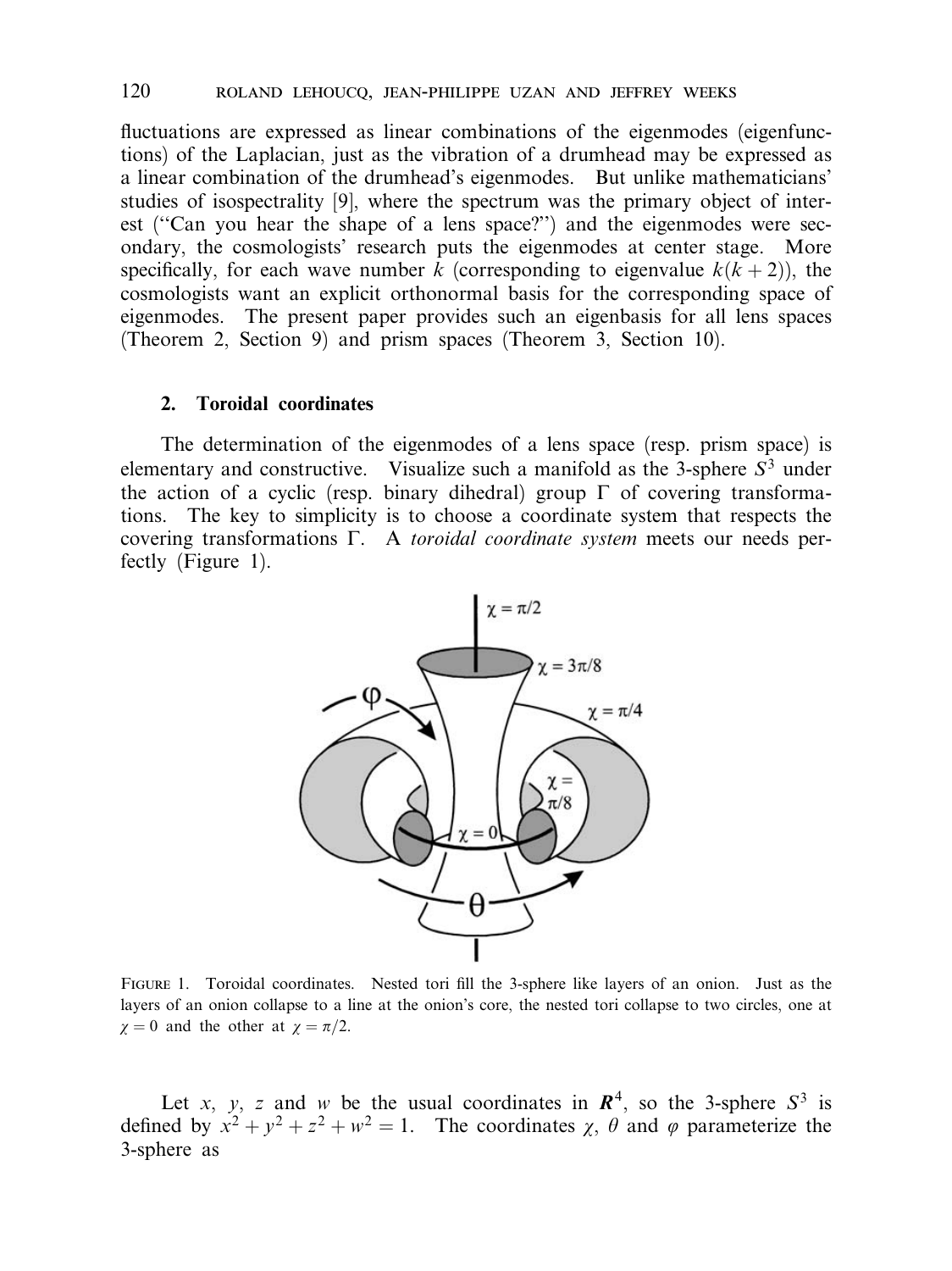fluctuations are expressed as linear combinations of the eigenmodes (eigenfunctions) of the Laplacian, just as the vibration of a drumhead may be expressed as a linear combination of the drumhead's eigenmodes. But unlike mathematicians' studies of isospectrality [9], where the spectrum was the primary object of interest ("Can you hear the shape of a lens space?") and the eigenmodes were secondary, the cosmologists' research puts the eigenmodes at center stage. More specifically, for each wave number $k$ (corresponding to eigenvalue $k(k+2)$), the cosmologists want an explicit orthonormal basis for the corresponding space of eigenmodes. The present paper provides such an eigenbasis for all lens spaces (Theorem 2, Section 9) and prism spaces (Theorem 3, Section 10).

## 2. Toroidal coordinates

The determination of the eigenmodes of a lens space (resp. prism space) is elementary and constructive. Visualize such a manifold as the 3-sphere $S^3$ under the action of a cyclic (resp. binary dihedral) group $\Gamma$ of covering transformations. The key to simplicity is to choose a coordinate system that respects the covering transformations $\Gamma$. A *toroidal coordinate system* meets our needs perfectly (Figure 1).

FIGURE 1. Toroidal coordinates. Nested tori fill the 3-sphere like layers of an onion. Just as the layers of an onion collapse to a line at the onion's core, the nested tori collapse to two circles, one at $\chi = 0$ and the other at $\chi = \pi/2$.

Let $x$, $y$, $z$ and $w$ be the usual coordinates in $\mathbf{R}^4$, so the 3-sphere $S^3$ is defined by $x^2 + y^2 + z^2 + w^2 = 1$. The coordinates $\chi$, $\theta$ and $\varphi$ parameterize the 3-sphere as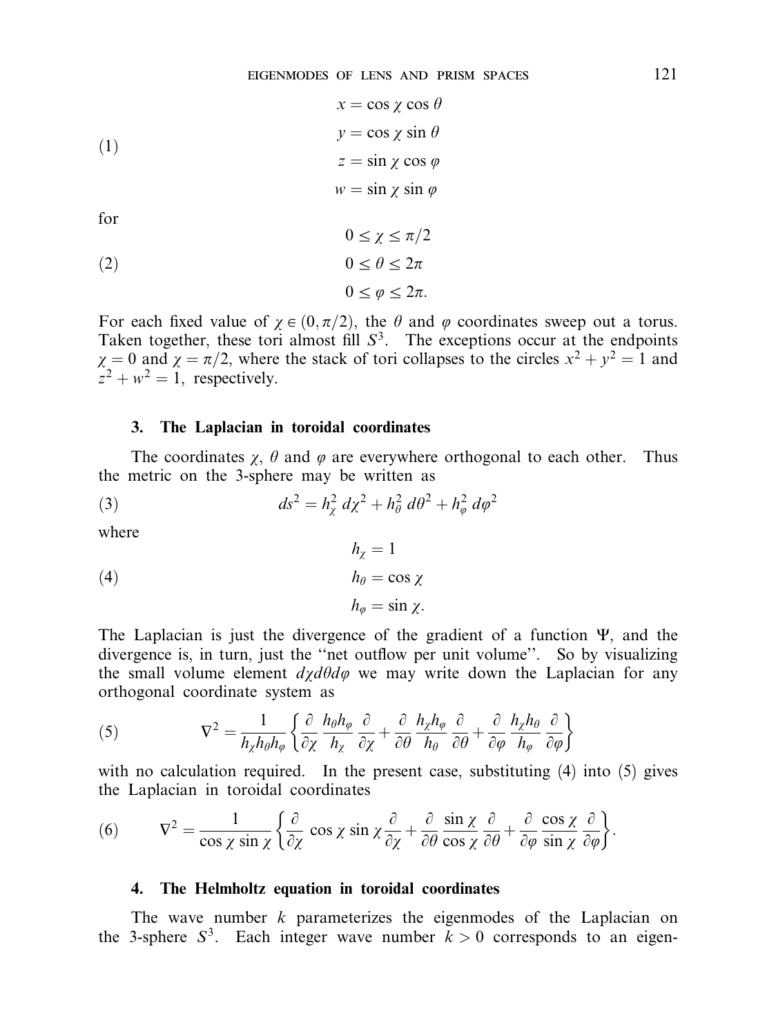$$x = \cos\chi \cos\theta$$
$$y = \cos\chi \sin\theta \tag{1}$$
$$z = \sin\chi \cos\varphi$$
$$w = \sin\chi \sin\varphi$$

for

$$0 \le \chi \le \pi/2$$
$$0 \le \theta \le 2\pi \tag{2}$$
$$0 \le \varphi \le 2\pi.$$

For each fixed value of $\chi \in (0, \pi/2)$, the $\theta$ and $\varphi$ coordinates sweep out a torus. Taken together, these tori almost fill $S^3$. The exceptions occur at the endpoints $\chi = 0$ and $\chi = \pi/2$, where the stack of tori collapses to the circles $x^2 + y^2 = 1$ and $z^2 + w^2 = 1$, respectively.

### 3. The Laplacian in toroidal coordinates

The coordinates $\chi$, $\theta$ and $\varphi$ are everywhere orthogonal to each other. Thus the metric on the 3-sphere may be written as

$$ds^2 = h_\chi^2 \, d\chi^2 + h_\theta^2 \, d\theta^2 + h_\varphi^2 \, d\varphi^2 \tag{3}$$

where

$$h_\chi = 1$$
$$h_\theta = \cos\chi \tag{4}$$
$$h_\varphi = \sin\chi.$$

The Laplacian is just the divergence of the gradient of a function $\Psi$, and the divergence is, in turn, just the "net outflow per unit volume". So by visualizing the small volume element $d\chi d\theta d\varphi$ we may write down the Laplacian for any orthogonal coordinate system as

$$\nabla^2 = \frac{1}{h_\chi h_\theta h_\varphi} \left\{ \frac{\partial}{\partial\chi} \frac{h_\theta h_\varphi}{h_\chi} \frac{\partial}{\partial\chi} + \frac{\partial}{\partial\theta} \frac{h_\chi h_\varphi}{h_\theta} \frac{\partial}{\partial\theta} + \frac{\partial}{\partial\varphi} \frac{h_\chi h_\theta}{h_\varphi} \frac{\partial}{\partial\varphi} \right\} \tag{5}$$

with no calculation required. In the present case, substituting (4) into (5) gives the Laplacian in toroidal coordinates

$$\nabla^2 = \frac{1}{\cos\chi \sin\chi} \left\{ \frac{\partial}{\partial\chi} \cos\chi \sin\chi \frac{\partial}{\partial\chi} + \frac{\partial}{\partial\theta} \frac{\sin\chi}{\cos\chi} \frac{\partial}{\partial\theta} + \frac{\partial}{\partial\varphi} \frac{\cos\chi}{\sin\chi} \frac{\partial}{\partial\varphi} \right\}. \tag{6}$$

### 4. The Helmholtz equation in toroidal coordinates

The wave number $k$ parameterizes the eigenmodes of the Laplacian on the 3-sphere $S^3$. Each integer wave number $k > 0$ corresponds to an eigen-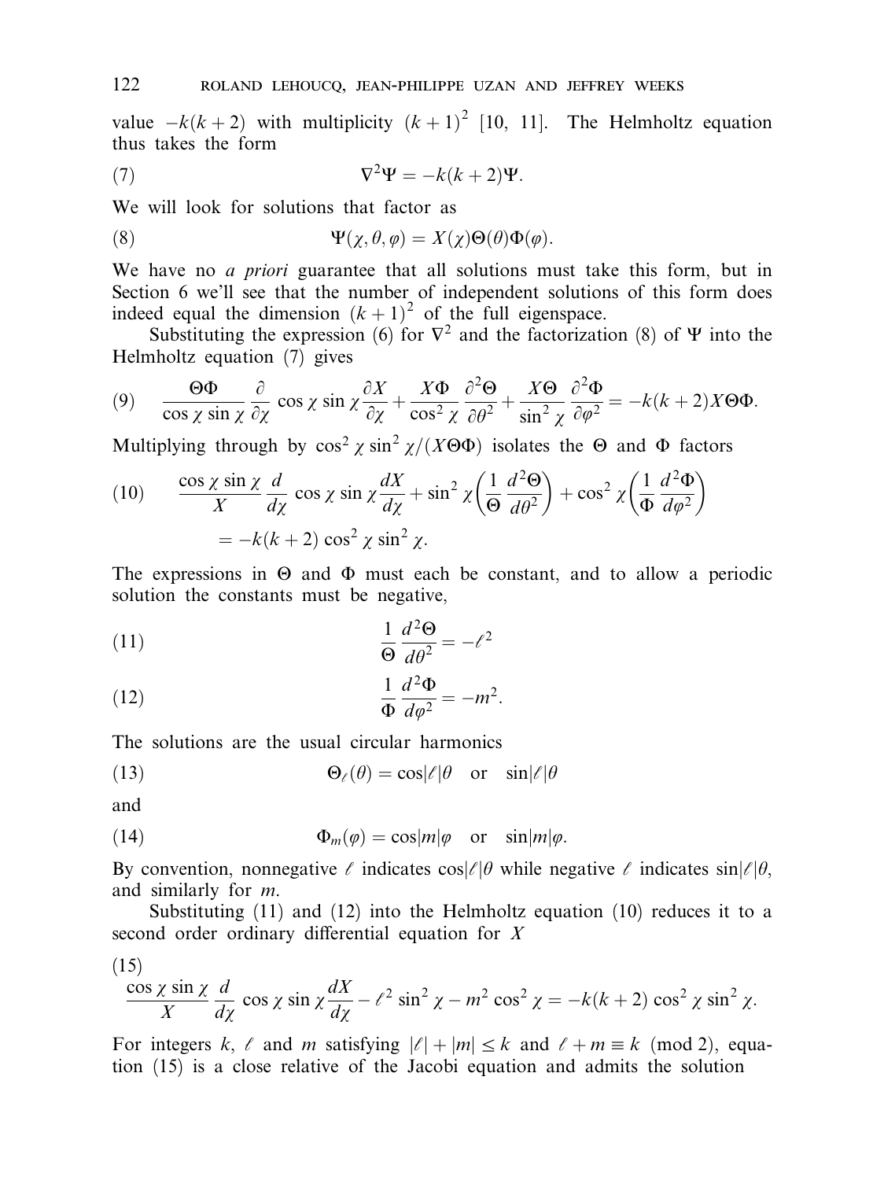value $-k(k+2)$ with multiplicity $(k+1)^2$ [10, 11]. The Helmholtz equation thus takes the form

$$\nabla^2 \Psi = -k(k+2)\Psi. \tag{7}$$

We will look for solutions that factor as

$$\Psi(\chi, \theta, \varphi) = X(\chi)\Theta(\theta)\Phi(\varphi). \tag{8}$$

We have no *a priori* guarantee that all solutions must take this form, but in Section 6 we'll see that the number of independent solutions of this form does indeed equal the dimension $(k+1)^2$ of the full eigenspace.

Substituting the expression (6) for $\nabla^2$ and the factorization (8) of $\Psi$ into the Helmholtz equation (7) gives

$$\frac{\Theta\Phi}{\cos\chi\sin\chi}\frac{\partial}{\partial\chi}\cos\chi\sin\chi\frac{\partial X}{\partial\chi} + \frac{X\Phi}{\cos^2\chi}\frac{\partial^2\Theta}{\partial\theta^2} + \frac{X\Theta}{\sin^2\chi}\frac{\partial^2\Phi}{\partial\varphi^2} = -k(k+2)X\Theta\Phi. \tag{9}$$

Multiplying through by $\cos^2\chi\sin^2\chi/(X\Theta\Phi)$ isolates the $\Theta$ and $\Phi$ factors

$$\begin{aligned}\frac{\cos\chi\sin\chi}{X}\frac{d}{d\chi}\cos\chi\sin\chi\frac{dX}{d\chi} + \sin^2\chi\left(\frac{1}{\Theta}\frac{d^2\Theta}{d\theta^2}\right) + \cos^2\chi\left(\frac{1}{\Phi}\frac{d^2\Phi}{d\varphi^2}\right) \\ = -k(k+2)\cos^2\chi\sin^2\chi.\end{aligned} \tag{10}$$

The expressions in $\Theta$ and $\Phi$ must each be constant, and to allow a periodic solution the constants must be negative,

$$\frac{1}{\Theta}\frac{d^2\Theta}{d\theta^2} = -\ell^2 \tag{11}$$

$$\frac{1}{\Phi}\frac{d^2\Phi}{d\varphi^2} = -m^2. \tag{12}$$

The solutions are the usual circular harmonics

$$\Theta_\ell(\theta) = \cos|\ell|\theta \quad \text{or} \quad \sin|\ell|\theta \tag{13}$$

and

$$\Phi_m(\varphi) = \cos|m|\varphi \quad \text{or} \quad \sin|m|\varphi. \tag{14}$$

By convention, nonnegative $\ell$ indicates $\cos|\ell|\theta$ while negative $\ell$ indicates $\sin|\ell|\theta$, and similarly for $m$.

Substituting (11) and (12) into the Helmholtz equation (10) reduces it to a second order ordinary differential equation for $X$

$$\frac{\cos\chi\sin\chi}{X}\frac{d}{d\chi}\cos\chi\sin\chi\frac{dX}{d\chi} - \ell^2\sin^2\chi - m^2\cos^2\chi = -k(k+2)\cos^2\chi\sin^2\chi. \tag{15}$$

For integers $k$, $\ell$ and $m$ satisfying $|\ell| + |m| \leq k$ and $\ell + m \equiv k \pmod 2$, equation (15) is a close relative of the Jacobi equation and admits the solution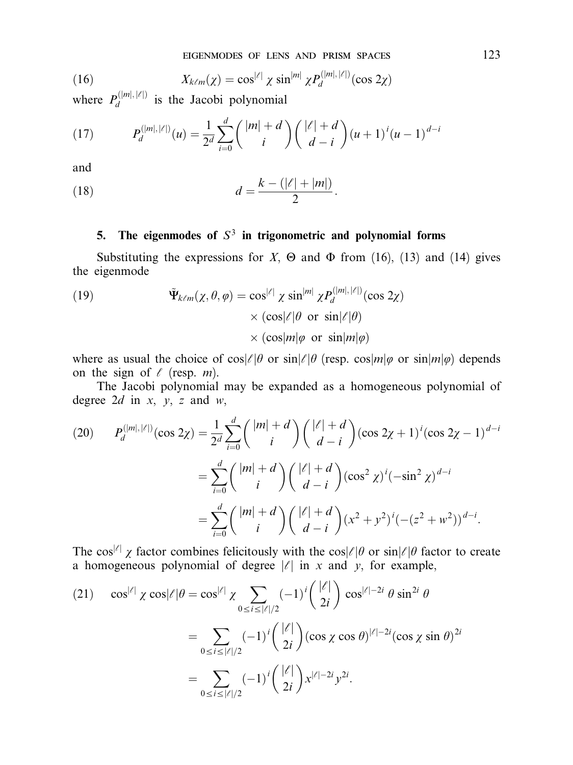$$X_{k\ell m}(\chi) = \cos^{|\ell|} \chi \sin^{|m|} \chi P_d^{(|m|,|\ell|)}(\cos 2\chi) \tag{16}$$

where $P_d^{(|m|,|\ell|)}$ is the Jacobi polynomial

$$P_d^{(|m|,|\ell|)}(u) = \frac{1}{2^d} \sum_{i=0}^{d} \binom{|m|+d}{i} \binom{|\ell|+d}{d-i} (u+1)^i (u-1)^{d-i} \tag{17}$$

and

$$d = \frac{k - (|\ell| + |m|)}{2}. \tag{18}$$

## 5. The eigenmodes of $S^3$ in trigonometric and polynomial forms

Substituting the expressions for $X$, $\Theta$ and $\Phi$ from (16), (13) and (14) gives the eigenmode

$$\begin{aligned} \tilde{\Psi}_{k\ell m}(\chi, \theta, \varphi) = {} & \cos^{|\ell|} \chi \sin^{|m|} \chi P_d^{(|m|,|\ell|)}(\cos 2\chi) \\ & \times (\cos|\ell|\theta \text{ or } \sin|\ell|\theta) \\ & \times (\cos|m|\varphi \text{ or } \sin|m|\varphi) \end{aligned} \tag{19}$$

where as usual the choice of $\cos|\ell|\theta$ or $\sin|\ell|\theta$ (resp. $\cos|m|\varphi$ or $\sin|m|\varphi$) depends on the sign of $\ell$ (resp. $m$).

The Jacobi polynomial may be expanded as a homogeneous polynomial of degree $2d$ in $x$, $y$, $z$ and $w$,

$$\begin{aligned} P_d^{(|m|,|\ell|)}(\cos 2\chi) &= \frac{1}{2^d} \sum_{i=0}^{d} \binom{|m|+d}{i} \binom{|\ell|+d}{d-i} (\cos 2\chi + 1)^i (\cos 2\chi - 1)^{d-i} \\ &= \sum_{i=0}^{d} \binom{|m|+d}{i} \binom{|\ell|+d}{d-i} (\cos^2 \chi)^i (-\sin^2 \chi)^{d-i} \\ &= \sum_{i=0}^{d} \binom{|m|+d}{i} \binom{|\ell|+d}{d-i} (x^2+y^2)^i (-(z^2+w^2))^{d-i}. \end{aligned} \tag{20}$$

The $\cos^{|\ell|} \chi$ factor combines felicitously with the $\cos|\ell|\theta$ or $\sin|\ell|\theta$ factor to create a homogeneous polynomial of degree $|\ell|$ in $x$ and $y$, for example,

$$\begin{aligned} \cos^{|\ell|} \chi \cos|\ell|\theta &= \cos^{|\ell|} \chi \sum_{0 \le i \le |\ell|/2} (-1)^i \binom{|\ell|}{2i} \cos^{|\ell|-2i} \theta \sin^{2i} \theta \\ &= \sum_{0 \le i \le |\ell|/2} (-1)^i \binom{|\ell|}{2i} (\cos \chi \cos \theta)^{|\ell|-2i} (\cos \chi \sin \theta)^{2i} \\ &= \sum_{0 \le i \le |\ell|/2} (-1)^i \binom{|\ell|}{2i} x^{|\ell|-2i} y^{2i}. \end{aligned} \tag{21}$$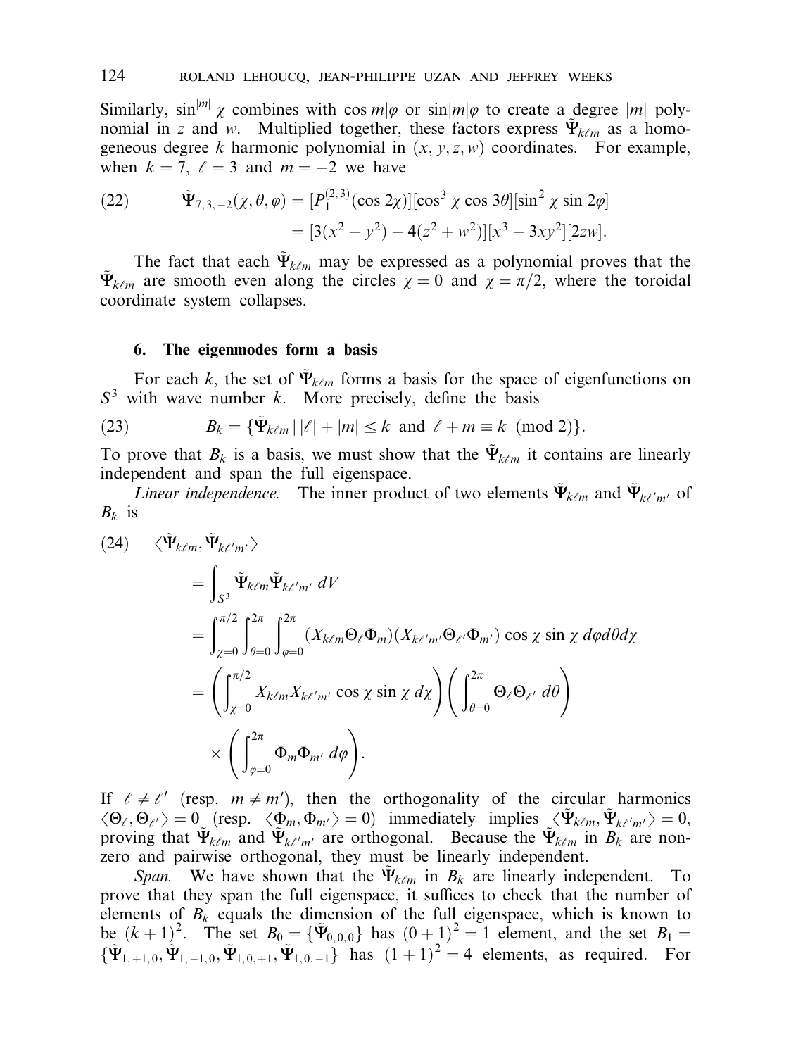Similarly, $\sin^{|m|}\chi$ combines with $\cos|m|\varphi$ or $\sin|m|\varphi$ to create a degree $|m|$ polynomial in $z$ and $w$. Multiplied together, these factors express $\tilde{\Psi}_{k\ell m}$ as a homogeneous degree $k$ harmonic polynomial in $(x, y, z, w)$ coordinates. For example, when $k = 7$, $\ell = 3$ and $m = -2$ we have

$$
\begin{aligned}
(22) \qquad \tilde{\Psi}_{7,3,-2}(\chi, \theta, \varphi) &= [P_1^{(2,3)}(\cos 2\chi)][\cos^3\chi \cos 3\theta][\sin^2\chi \sin 2\varphi] \\
&= [3(x^2 + y^2) - 4(z^2 + w^2)][x^3 - 3xy^2][2zw].
\end{aligned}
$$

The fact that each $\tilde{\Psi}_{k\ell m}$ may be expressed as a polynomial proves that the $\tilde{\Psi}_{k\ell m}$ are smooth even along the circles $\chi = 0$ and $\chi = \pi/2$, where the toroidal coordinate system collapses.

## 6. The eigenmodes form a basis

For each $k$, the set of $\tilde{\Psi}_{k\ell m}$ forms a basis for the space of eigenfunctions on $S^3$ with wave number $k$. More precisely, define the basis

$$
(23) \qquad B_k = \{\tilde{\Psi}_{k\ell m} \mid |\ell| + |m| \le k \text{ and } \ell + m \equiv k \pmod 2\}.
$$

To prove that $B_k$ is a basis, we must show that the $\tilde{\Psi}_{k\ell m}$ it contains are linearly independent and span the full eigenspace.

*Linear independence.* The inner product of two elements $\tilde{\Psi}_{k\ell m}$ and $\tilde{\Psi}_{k\ell' m'}$ of $B_k$ is

$$
\begin{aligned}
(24) \quad & \langle \tilde{\Psi}_{k\ell m}, \tilde{\Psi}_{k\ell' m'} \rangle \\
&= \int_{S^3} \tilde{\Psi}_{k\ell m} \tilde{\Psi}_{k\ell' m'} \, dV \\
&= \int_{\chi=0}^{\pi/2} \int_{\theta=0}^{2\pi} \int_{\varphi=0}^{2\pi} (X_{k\ell m}\Theta_\ell \Phi_m)(X_{k\ell' m'}\Theta_{\ell'}\Phi_{m'}) \cos\chi \sin\chi \, d\varphi d\theta d\chi \\
&= \left( \int_{\chi=0}^{\pi/2} X_{k\ell m} X_{k\ell' m'} \cos\chi \sin\chi \, d\chi \right) \left( \int_{\theta=0}^{2\pi} \Theta_\ell \Theta_{\ell'} \, d\theta \right) \\
&\quad \times \left( \int_{\varphi=0}^{2\pi} \Phi_m \Phi_{m'} \, d\varphi \right).
\end{aligned}
$$

If $\ell \ne \ell'$ (resp. $m \ne m'$), then the orthogonality of the circular harmonics $\langle \Theta_\ell, \Theta_{\ell'} \rangle = 0$ (resp. $\langle \Phi_m, \Phi_{m'} \rangle = 0$) immediately implies $\langle \tilde{\Psi}_{k\ell m}, \tilde{\Psi}_{k\ell' m'} \rangle = 0$, proving that $\tilde{\Psi}_{k\ell m}$ and $\tilde{\Psi}_{k\ell' m'}$ are orthogonal. Because the $\tilde{\Psi}_{k\ell m}$ in $B_k$ are nonzero and pairwise orthogonal, they must be linearly independent.

*Span.* We have shown that the $\tilde{\Psi}_{k\ell m}$ in $B_k$ are linearly independent. To prove that they span the full eigenspace, it suffices to check that the number of elements of $B_k$ equals the dimension of the full eigenspace, which is known to be $(k+1)^2$. The set $B_0 = \{\tilde{\Psi}_{0,0,0}\}$ has $(0+1)^2 = 1$ element, and the set $B_1 = \{\tilde{\Psi}_{1,+1,0}, \tilde{\Psi}_{1,-1,0}, \tilde{\Psi}_{1,0,+1}, \tilde{\Psi}_{1,0,-1}\}$ has $(1+1)^2 = 4$ elements, as required. For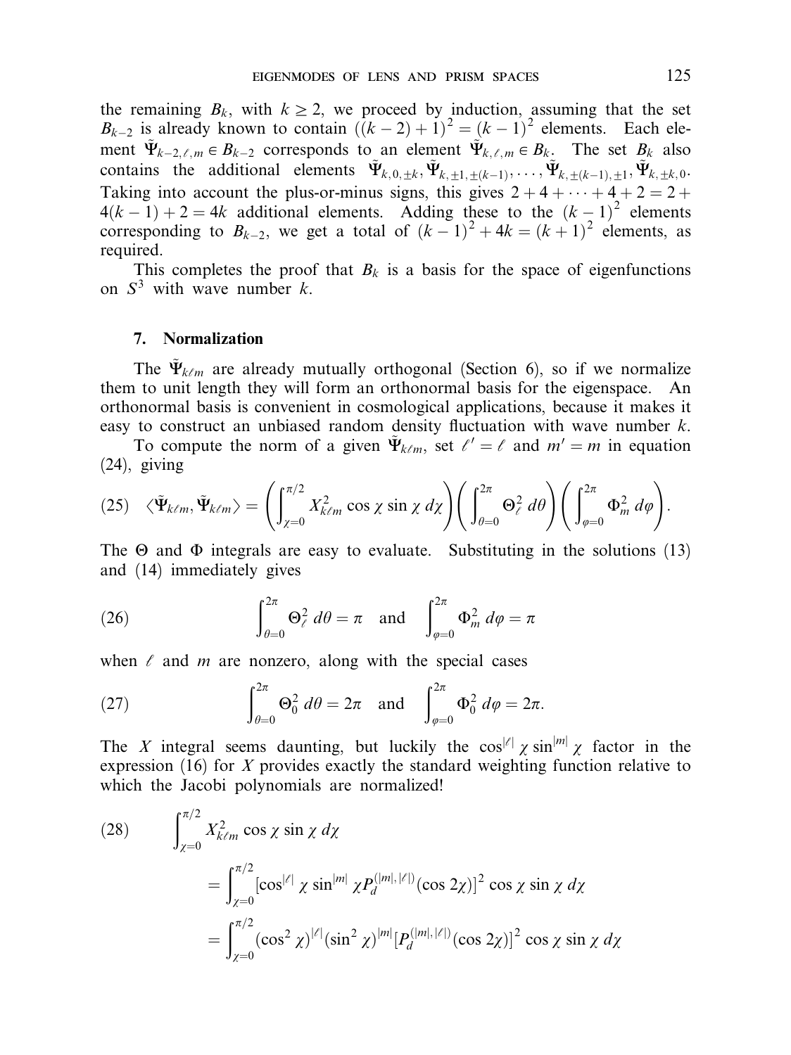the remaining $B_k$, with $k \geq 2$, we proceed by induction, assuming that the set $B_{k-2}$ is already known to contain $((k-2)+1)^2 = (k-1)^2$ elements. Each element $\tilde{\Psi}_{k-2,\ell,m} \in B_{k-2}$ corresponds to an element $\tilde{\Psi}_{k,\ell,m} \in B_k$. The set $B_k$ also contains the additional elements $\tilde{\Psi}_{k,0,\pm k}, \tilde{\Psi}_{k,\pm 1,\pm(k-1)}, \ldots, \tilde{\Psi}_{k,\pm(k-1),\pm 1}, \tilde{\Psi}_{k,\pm k,0}$. Taking into account the plus-or-minus signs, this gives $2+4+\cdots+4+2 = 2+4(k-1)+2 = 4k$ additional elements. Adding these to the $(k-1)^2$ elements corresponding to $B_{k-2}$, we get a total of $(k-1)^2 + 4k = (k+1)^2$ elements, as required.

This completes the proof that $B_k$ is a basis for the space of eigenfunctions on $S^3$ with wave number $k$.

## 7. Normalization

The $\tilde{\Psi}_{k\ell m}$ are already mutually orthogonal (Section 6), so if we normalize them to unit length they will form an orthonormal basis for the eigenspace. An orthonormal basis is convenient in cosmological applications, because it makes it easy to construct an unbiased random density fluctuation with wave number $k$.

To compute the norm of a given $\tilde{\Psi}_{k\ell m}$, set $\ell' = \ell$ and $m' = m$ in equation (24), giving

$$(25) \quad \langle \tilde{\Psi}_{k\ell m}, \tilde{\Psi}_{k\ell m} \rangle = \left( \int_{\chi=0}^{\pi/2} X_{k\ell m}^2 \cos\chi \sin\chi \, d\chi \right) \left( \int_{\theta=0}^{2\pi} \Theta_\ell^2 \, d\theta \right) \left( \int_{\varphi=0}^{2\pi} \Phi_m^2 \, d\varphi \right).$$

The $\Theta$ and $\Phi$ integrals are easy to evaluate. Substituting in the solutions (13) and (14) immediately gives

$$(26) \qquad \int_{\theta=0}^{2\pi} \Theta_\ell^2 \, d\theta = \pi \quad \text{and} \quad \int_{\varphi=0}^{2\pi} \Phi_m^2 \, d\varphi = \pi$$

when $\ell$ and $m$ are nonzero, along with the special cases

$$(27) \qquad \int_{\theta=0}^{2\pi} \Theta_0^2 \, d\theta = 2\pi \quad \text{and} \quad \int_{\varphi=0}^{2\pi} \Phi_0^2 \, d\varphi = 2\pi.$$

The $X$ integral seems daunting, but luckily the $\cos^{|\ell|}\chi \sin^{|m|}\chi$ factor in the expression (16) for $X$ provides exactly the standard weighting function relative to which the Jacobi polynomials are normalized!

$$\begin{aligned}
(28) \qquad & \int_{\chi=0}^{\pi/2} X_{k\ell m}^2 \cos\chi \sin\chi \, d\chi \\
&= \int_{\chi=0}^{\pi/2} [\cos^{|\ell|}\chi \sin^{|m|}\chi P_d^{(|m|,|\ell|)}(\cos 2\chi)]^2 \cos\chi \sin\chi \, d\chi \\
&= \int_{\chi=0}^{\pi/2} (\cos^2\chi)^{|\ell|} (\sin^2\chi)^{|m|} [P_d^{(|m|,|\ell|)}(\cos 2\chi)]^2 \cos\chi \sin\chi \, d\chi
\end{aligned}$$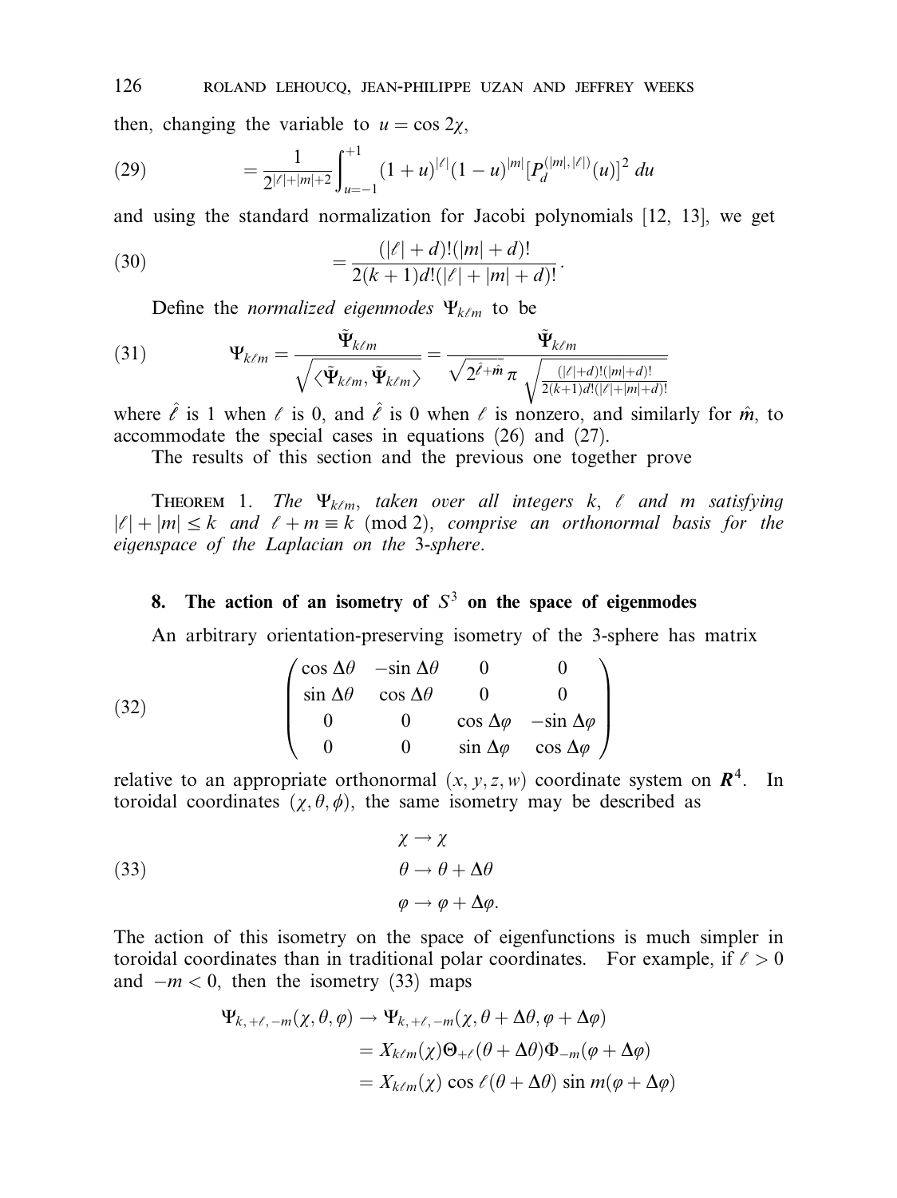then, changing the variable to $u = \cos 2\chi$,

$$
(29) \qquad = \frac{1}{2^{|\ell|+|m|+2}} \int_{u=-1}^{+1} (1+u)^{|\ell|}(1-u)^{|m|} [P_d^{(|m|,|\ell|)}(u)]^2 \, du
$$

and using the standard normalization for Jacobi polynomials [12, 13], we get

$$
(30) \qquad = \frac{(|\ell|+d)!(|m|+d)!}{2(k+1)d!(|\ell|+|m|+d)!}.
$$

Define the *normalized eigenmodes* $\Psi_{k\ell m}$ to be

$$
(31) \qquad \Psi_{k\ell m} = \frac{\tilde{\Psi}_{k\ell m}}{\sqrt{\langle \tilde{\Psi}_{k\ell m}, \tilde{\Psi}_{k\ell m} \rangle}} = \frac{\tilde{\Psi}_{k\ell m}}{\sqrt{2^{\hat{\ell}+\hat{m}}}\,\pi \sqrt{\frac{(|\ell|+d)!(|m|+d)!}{2(k+1)d!(|\ell|+|m|+d)!}}}
$$

where $\hat{\ell}$ is 1 when $\ell$ is 0, and $\hat{\ell}$ is 0 when $\ell$ is nonzero, and similarly for $\hat{m}$, to accommodate the special cases in equations (26) and (27).

The results of this section and the previous one together prove

THEOREM 1. *The $\Psi_{k\ell m}$, taken over all integers $k$, $\ell$ and $m$ satisfying $|\ell| + |m| \leq k$ and $\ell + m \equiv k \pmod 2$, comprise an orthonormal basis for the eigenspace of the Laplacian on the 3-sphere.*

## 8. The action of an isometry of $S^3$ on the space of eigenmodes

An arbitrary orientation-preserving isometry of the 3-sphere has matrix

$$
(32) \qquad \begin{pmatrix} \cos\Delta\theta & -\sin\Delta\theta & 0 & 0 \\ \sin\Delta\theta & \cos\Delta\theta & 0 & 0 \\ 0 & 0 & \cos\Delta\varphi & -\sin\Delta\varphi \\ 0 & 0 & \sin\Delta\varphi & \cos\Delta\varphi \end{pmatrix}
$$

relative to an appropriate orthonormal $(x, y, z, w)$ coordinate system on $\boldsymbol{R}^4$. In toroidal coordinates $(\chi, \theta, \phi)$, the same isometry may be described as

$$
(33) \qquad \begin{aligned} \chi &\to \chi \\ \theta &\to \theta + \Delta\theta \\ \varphi &\to \varphi + \Delta\varphi. \end{aligned}
$$

The action of this isometry on the space of eigenfunctions is much simpler in toroidal coordinates than in traditional polar coordinates. For example, if $\ell > 0$ and $-m < 0$, then the isometry (33) maps

$$
\begin{aligned}
\Psi_{k,+\ell,-m}(\chi, \theta, \varphi) &\to \Psi_{k,+\ell,-m}(\chi, \theta + \Delta\theta, \varphi + \Delta\varphi) \\
&= X_{k\ell m}(\chi)\Theta_{+\ell}(\theta + \Delta\theta)\Phi_{-m}(\varphi + \Delta\varphi) \\
&= X_{k\ell m}(\chi) \cos \ell(\theta + \Delta\theta) \sin m(\varphi + \Delta\varphi)
\end{aligned}
$$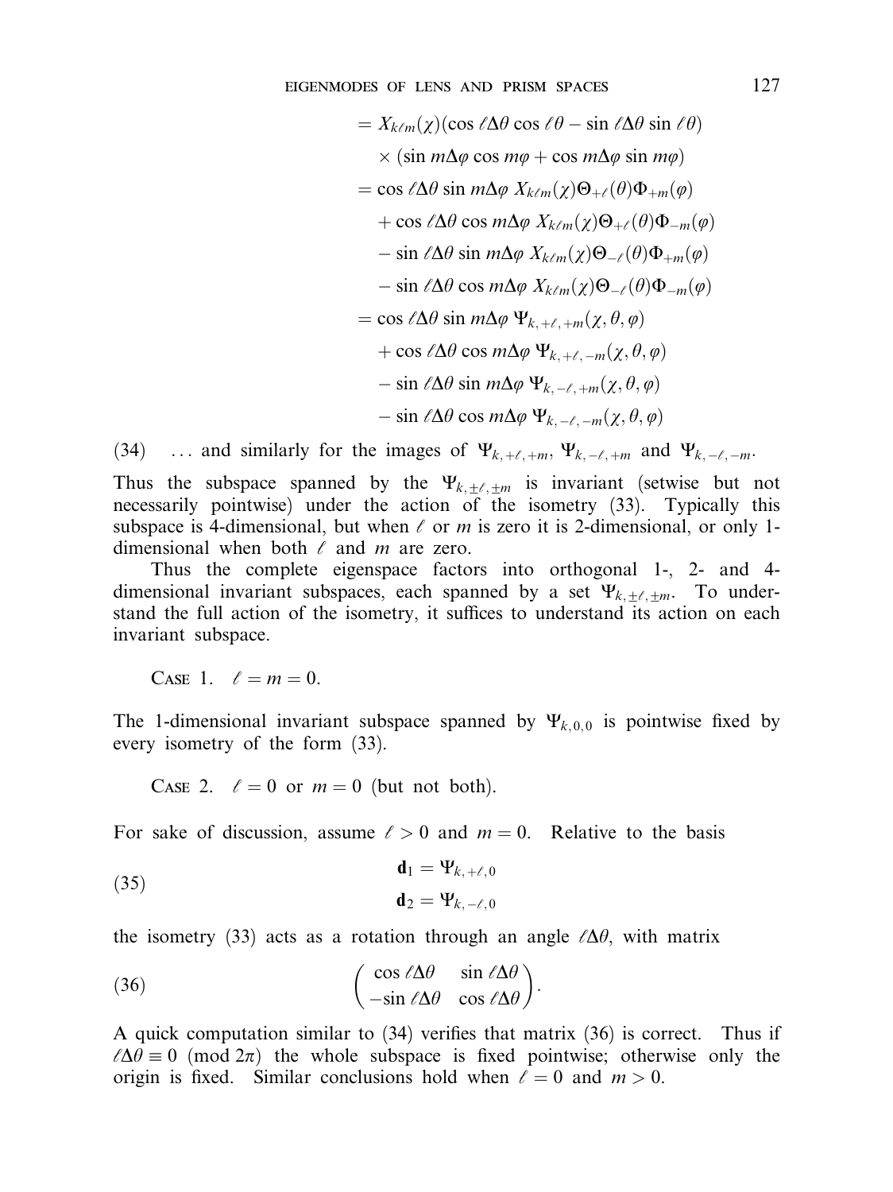$$
\begin{aligned}
&= X_{k\ell m}(\chi)(\cos \ell\Delta\theta \cos \ell\theta - \sin \ell\Delta\theta \sin \ell\theta) \\
&\quad \times (\sin m\Delta\varphi \cos m\varphi + \cos m\Delta\varphi \sin m\varphi) \\
&= \cos \ell\Delta\theta \sin m\Delta\varphi \; X_{k\ell m}(\chi)\Theta_{+\ell}(\theta)\Phi_{+m}(\varphi) \\
&\quad + \cos \ell\Delta\theta \cos m\Delta\varphi \; X_{k\ell m}(\chi)\Theta_{+\ell}(\theta)\Phi_{-m}(\varphi) \\
&\quad - \sin \ell\Delta\theta \sin m\Delta\varphi \; X_{k\ell m}(\chi)\Theta_{-\ell}(\theta)\Phi_{+m}(\varphi) \\
&\quad - \sin \ell\Delta\theta \cos m\Delta\varphi \; X_{k\ell m}(\chi)\Theta_{-\ell}(\theta)\Phi_{-m}(\varphi) \\
&= \cos \ell\Delta\theta \sin m\Delta\varphi \; \Psi_{k,+\ell,+m}(\chi,\theta,\varphi) \\
&\quad + \cos \ell\Delta\theta \cos m\Delta\varphi \; \Psi_{k,+\ell,-m}(\chi,\theta,\varphi) \\
&\quad - \sin \ell\Delta\theta \sin m\Delta\varphi \; \Psi_{k,-\ell,+m}(\chi,\theta,\varphi) \\
&\quad - \sin \ell\Delta\theta \cos m\Delta\varphi \; \Psi_{k,-\ell,-m}(\chi,\theta,\varphi)
\end{aligned}
$$

(34) ... and similarly for the images of $\Psi_{k,+\ell,+m}$, $\Psi_{k,-\ell,+m}$ and $\Psi_{k,-\ell,-m}$.

Thus the subspace spanned by the $\Psi_{k,\pm\ell,\pm m}$ is invariant (setwise but not necessarily pointwise) under the action of the isometry (33). Typically this subspace is 4-dimensional, but when $\ell$ or $m$ is zero it is 2-dimensional, or only 1-dimensional when both $\ell$ and $m$ are zero.

Thus the complete eigenspace factors into orthogonal 1-, 2- and 4-dimensional invariant subspaces, each spanned by a set $\Psi_{k,\pm\ell,\pm m}$. To understand the full action of the isometry, it suffices to understand its action on each invariant subspace.

Case 1. $\ell = m = 0$.

The 1-dimensional invariant subspace spanned by $\Psi_{k,0,0}$ is pointwise fixed by every isometry of the form (33).

Case 2. $\ell = 0$ or $m = 0$ (but not both).

For sake of discussion, assume $\ell > 0$ and $m = 0$. Relative to the basis

$$
\begin{aligned}
\mathbf{d}_1 &= \Psi_{k,+\ell,0} \\
\mathbf{d}_2 &= \Psi_{k,-\ell,0}
\end{aligned}
\tag{35}
$$

the isometry (33) acts as a rotation through an angle $\ell\Delta\theta$, with matrix

$$
\begin{pmatrix} \cos \ell\Delta\theta & \sin \ell\Delta\theta \\ -\sin \ell\Delta\theta & \cos \ell\Delta\theta \end{pmatrix}.
\tag{36}
$$

A quick computation similar to (34) verifies that matrix (36) is correct. Thus if $\ell\Delta\theta \equiv 0 \pmod{2\pi}$ the whole subspace is fixed pointwise; otherwise only the origin is fixed. Similar conclusions hold when $\ell = 0$ and $m > 0$.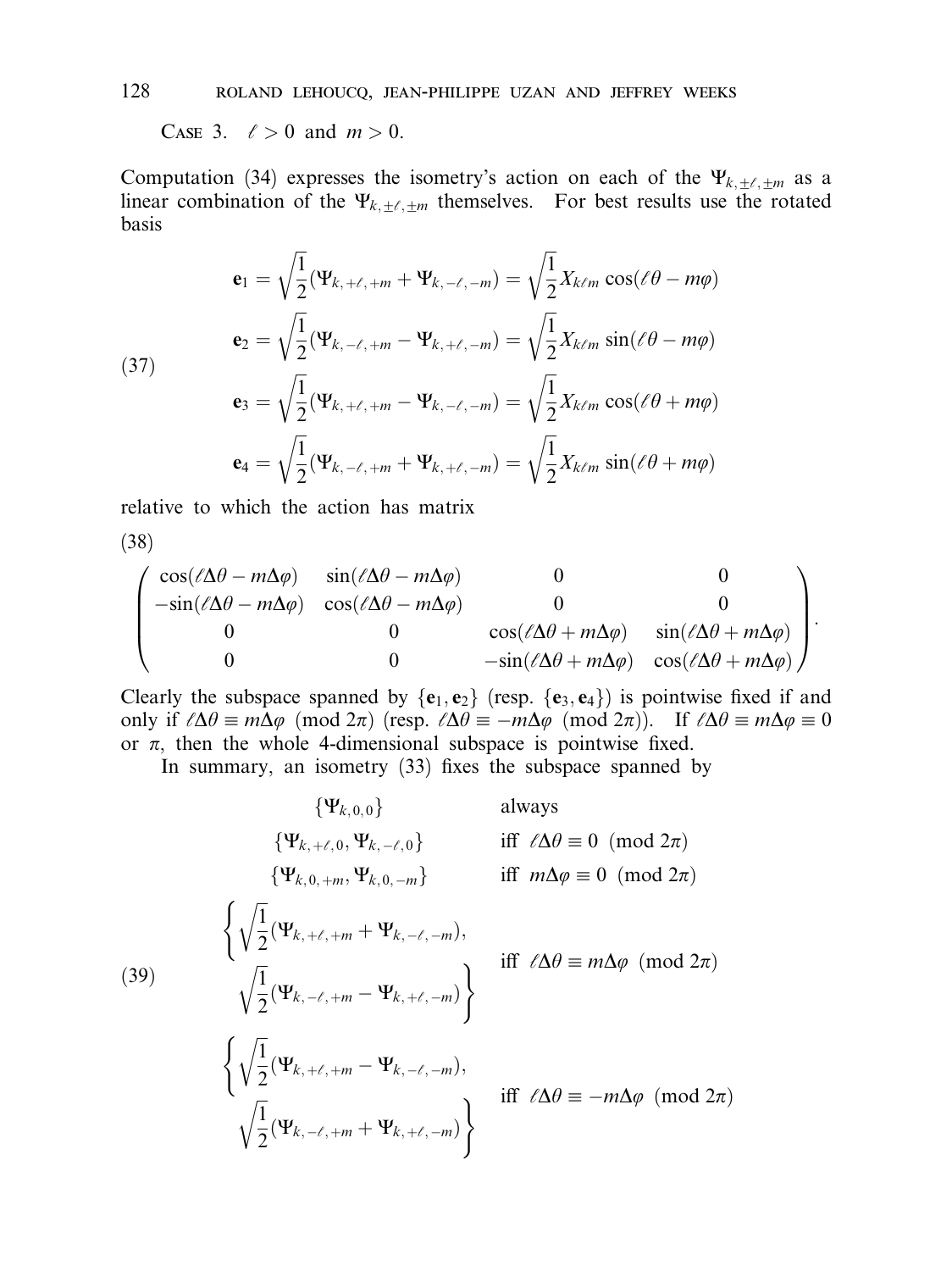CASE 3. $\ell > 0$ and $m > 0$.

Computation (34) expresses the isometry's action on each of the $\Psi_{k,\pm\ell,\pm m}$ as a linear combination of the $\Psi_{k,\pm\ell,\pm m}$ themselves. For best results use the rotated basis

$$
\begin{aligned}
\mathbf{e}_1 &= \sqrt{\frac{1}{2}}(\Psi_{k,+\ell,+m} + \Psi_{k,-\ell,-m}) = \sqrt{\frac{1}{2}} X_{k\ell m} \cos(\ell\theta - m\varphi) \\
\mathbf{e}_2 &= \sqrt{\frac{1}{2}}(\Psi_{k,-\ell,+m} - \Psi_{k,+\ell,-m}) = \sqrt{\frac{1}{2}} X_{k\ell m} \sin(\ell\theta - m\varphi) \\
\mathbf{e}_3 &= \sqrt{\frac{1}{2}}(\Psi_{k,+\ell,+m} - \Psi_{k,-\ell,-m}) = \sqrt{\frac{1}{2}} X_{k\ell m} \cos(\ell\theta + m\varphi) \\
\mathbf{e}_4 &= \sqrt{\frac{1}{2}}(\Psi_{k,-\ell,+m} + \Psi_{k,+\ell,-m}) = \sqrt{\frac{1}{2}} X_{k\ell m} \sin(\ell\theta + m\varphi)
\end{aligned}
\tag{37}
$$

relative to which the action has matrix

$$
\begin{pmatrix}
\cos(\ell\Delta\theta - m\Delta\varphi) & \sin(\ell\Delta\theta - m\Delta\varphi) & 0 & 0 \\
-\sin(\ell\Delta\theta - m\Delta\varphi) & \cos(\ell\Delta\theta - m\Delta\varphi) & 0 & 0 \\
0 & 0 & \cos(\ell\Delta\theta + m\Delta\varphi) & \sin(\ell\Delta\theta + m\Delta\varphi) \\
0 & 0 & -\sin(\ell\Delta\theta + m\Delta\varphi) & \cos(\ell\Delta\theta + m\Delta\varphi)
\end{pmatrix}.
\tag{38}
$$

Clearly the subspace spanned by $\{\mathbf{e}_1, \mathbf{e}_2\}$ (resp. $\{\mathbf{e}_3, \mathbf{e}_4\}$) is pointwise fixed if and only if $\ell\Delta\theta \equiv m\Delta\varphi \pmod{2\pi}$ (resp. $\ell\Delta\theta \equiv -m\Delta\varphi \pmod{2\pi}$). If $\ell\Delta\theta \equiv m\Delta\varphi \equiv 0$ or $\pi$, then the whole 4-dimensional subspace is pointwise fixed.

In summary, an isometry (33) fixes the subspace spanned by

$$
\begin{aligned}
&\{\Psi_{k,0,0}\} && \text{always} \\
&\{\Psi_{k,+\ell,0}, \Psi_{k,-\ell,0}\} && \text{iff } \ell\Delta\theta \equiv 0 \pmod{2\pi} \\
&\{\Psi_{k,0,+m}, \Psi_{k,0,-m}\} && \text{iff } m\Delta\varphi \equiv 0 \pmod{2\pi} \\
&\left\{\sqrt{\frac{1}{2}}(\Psi_{k,+\ell,+m} + \Psi_{k,-\ell,-m}), \sqrt{\frac{1}{2}}(\Psi_{k,-\ell,+m} - \Psi_{k,+\ell,-m})\right\} && \text{iff } \ell\Delta\theta \equiv m\Delta\varphi \pmod{2\pi} \\
&\left\{\sqrt{\frac{1}{2}}(\Psi_{k,+\ell,+m} - \Psi_{k,-\ell,-m}), \sqrt{\frac{1}{2}}(\Psi_{k,-\ell,+m} + \Psi_{k,+\ell,-m})\right\} && \text{iff } \ell\Delta\theta \equiv -m\Delta\varphi \pmod{2\pi}
\end{aligned}
\tag{39}
$$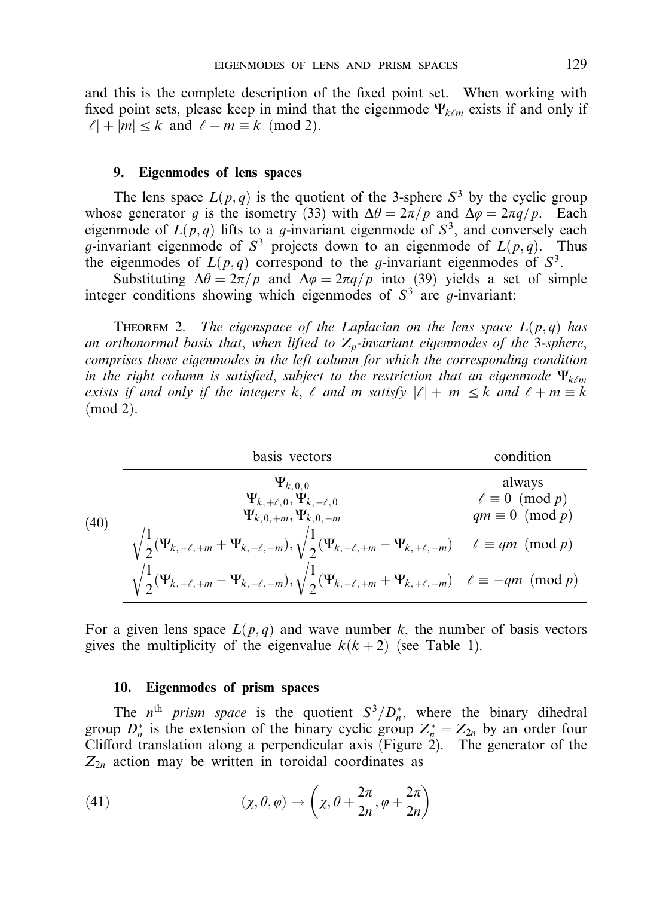and this is the complete description of the fixed point set. When working with fixed point sets, please keep in mind that the eigenmode $\Psi_{k\ell m}$ exists if and only if $|\ell| + |m| \leq k$ and $\ell + m \equiv k \pmod 2$.

## 9. Eigenmodes of lens spaces

The lens space $L(p, q)$ is the quotient of the 3-sphere $S^3$ by the cyclic group whose generator $g$ is the isometry (33) with $\Delta\theta = 2\pi/p$ and $\Delta\varphi = 2\pi q/p$. Each eigenmode of $L(p, q)$ lifts to a $g$-invariant eigenmode of $S^3$, and conversely each $g$-invariant eigenmode of $S^3$ projects down to an eigenmode of $L(p, q)$. Thus the eigenmodes of $L(p, q)$ correspond to the $g$-invariant eigenmodes of $S^3$.

Substituting $\Delta\theta = 2\pi/p$ and $\Delta\varphi = 2\pi q/p$ into (39) yields a set of simple integer conditions showing which eigenmodes of $S^3$ are $g$-invariant:

THEOREM 2. *The eigenspace of the Laplacian on the lens space $L(p, q)$ has an orthonormal basis that, when lifted to $Z_p$-invariant eigenmodes of the 3-sphere, comprises those eigenmodes in the left column for which the corresponding condition in the right column is satisfied, subject to the restriction that an eigenmode $\Psi_{k\ell m}$ exists if and only if the integers $k$, $\ell$ and $m$ satisfy $|\ell| + |m| \leq k$ and $\ell + m \equiv k \pmod 2$.*

(40)

| basis vectors | condition |
|---|---|
| $\Psi_{k,0,0}$ | always |
| $\Psi_{k,+\ell,0}, \Psi_{k,-\ell,0}$ | $\ell \equiv 0 \pmod p$ |
| $\Psi_{k,0,+m}, \Psi_{k,0,-m}$ | $qm \equiv 0 \pmod p$ |
| $\sqrt{\frac{1}{2}}(\Psi_{k,+\ell,+m} + \Psi_{k,-\ell,-m}), \sqrt{\frac{1}{2}}(\Psi_{k,-\ell,+m} - \Psi_{k,+\ell,-m})$ | $\ell \equiv qm \pmod p$ |
| $\sqrt{\frac{1}{2}}(\Psi_{k,+\ell,+m} - \Psi_{k,-\ell,-m}), \sqrt{\frac{1}{2}}(\Psi_{k,-\ell,+m} + \Psi_{k,+\ell,-m})$ | $\ell \equiv -qm \pmod p$ |

For a given lens space $L(p, q)$ and wave number $k$, the number of basis vectors gives the multiplicity of the eigenvalue $k(k + 2)$ (see Table 1).

## 10. Eigenmodes of prism spaces

The $n^{\text{th}}$ *prism space* is the quotient $S^3/D_n^*$, where the binary dihedral group $D_n^*$ is the extension of the binary cyclic group $Z_n^* = Z_{2n}$ by an order four Clifford translation along a perpendicular axis (Figure 2). The generator of the $Z_{2n}$ action may be written in toroidal coordinates as

$$(\chi, \theta, \varphi) \rightarrow \left(\chi, \theta + \frac{2\pi}{2n}, \varphi + \frac{2\pi}{2n}\right) \tag{41}$$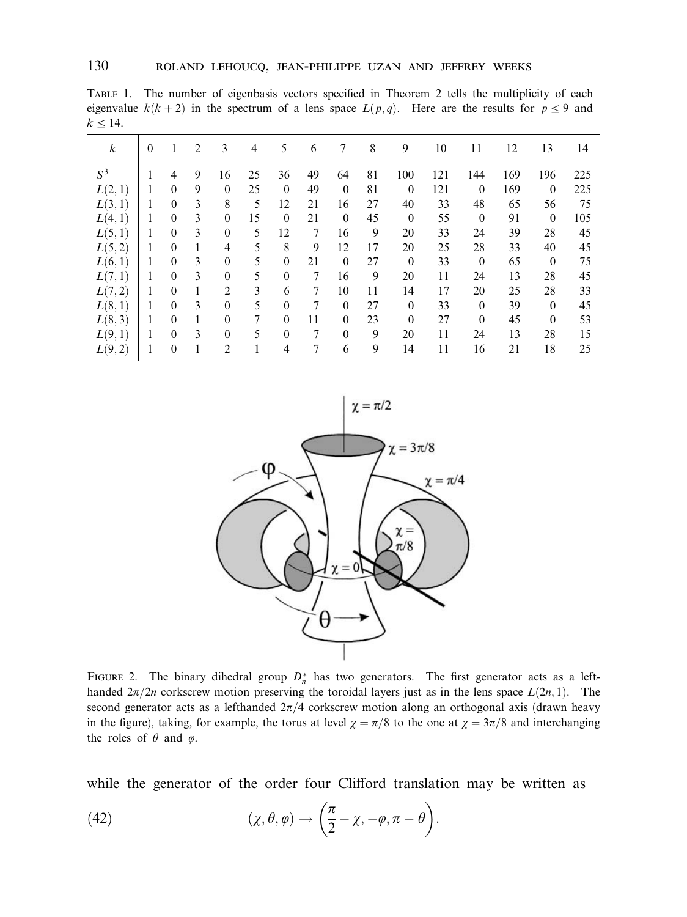TABLE 1. The number of eigenbasis vectors specified in Theorem 2 tells the multiplicity of each eigenvalue $k(k+2)$ in the spectrum of a lens space $L(p,q)$. Here are the results for $p \leq 9$ and $k \leq 14$.

| $k$ | 0 | 1 | 2 | 3 | 4 | 5 | 6 | 7 | 8 | 9 | 10 | 11 | 12 | 13 | 14 |
|---|---|---|---|---|---|---|---|---|---|---|---|---|---|---|---|
| $S^3$ | 1 | 4 | 9 | 16 | 25 | 36 | 49 | 64 | 81 | 100 | 121 | 144 | 169 | 196 | 225 |
| $L(2,1)$ | 1 | 0 | 9 | 0 | 25 | 0 | 49 | 0 | 81 | 0 | 121 | 0 | 169 | 0 | 225 |
| $L(3,1)$ | 1 | 0 | 3 | 8 | 5 | 12 | 21 | 16 | 27 | 40 | 33 | 48 | 65 | 56 | 75 |
| $L(4,1)$ | 1 | 0 | 3 | 0 | 15 | 0 | 21 | 0 | 45 | 0 | 55 | 0 | 91 | 0 | 105 |
| $L(5,1)$ | 1 | 0 | 3 | 0 | 5 | 12 | 7 | 16 | 9 | 20 | 33 | 24 | 39 | 28 | 45 |
| $L(5,2)$ | 1 | 0 | 1 | 4 | 5 | 8 | 9 | 12 | 17 | 20 | 25 | 28 | 33 | 40 | 45 |
| $L(6,1)$ | 1 | 0 | 3 | 0 | 5 | 0 | 21 | 0 | 27 | 0 | 33 | 0 | 65 | 0 | 75 |
| $L(7,1)$ | 1 | 0 | 3 | 0 | 5 | 0 | 7 | 16 | 9 | 20 | 11 | 24 | 13 | 28 | 45 |
| $L(7,2)$ | 1 | 0 | 1 | 2 | 3 | 6 | 7 | 10 | 11 | 14 | 17 | 20 | 25 | 28 | 33 |
| $L(8,1)$ | 1 | 0 | 3 | 0 | 5 | 0 | 7 | 0 | 27 | 0 | 33 | 0 | 39 | 0 | 45 |
| $L(8,3)$ | 1 | 0 | 1 | 0 | 7 | 0 | 11 | 0 | 23 | 0 | 27 | 0 | 45 | 0 | 53 |
| $L(9,1)$ | 1 | 0 | 3 | 0 | 5 | 0 | 7 | 0 | 9 | 20 | 11 | 24 | 13 | 28 | 15 |
| $L(9,2)$ | 1 | 0 | 1 | 2 | 1 | 4 | 7 | 6 | 9 | 14 | 11 | 16 | 21 | 18 | 25 |

FIGURE 2. The binary dihedral group $D_n^*$ has two generators. The first generator acts as a left-handed $2\pi/2n$ corkscrew motion preserving the toroidal layers just as in the lens space $L(2n,1)$. The second generator acts as a lefthanded $2\pi/4$ corkscrew motion along an orthogonal axis (drawn heavy in the figure), taking, for example, the torus at level $\chi = \pi/8$ to the one at $\chi = 3\pi/8$ and interchanging the roles of $\theta$ and $\varphi$.

while the generator of the order four Clifford translation may be written as

$$(\chi, \theta, \varphi) \to \left(\frac{\pi}{2} - \chi, -\varphi, \pi - \theta\right). \tag{42}$$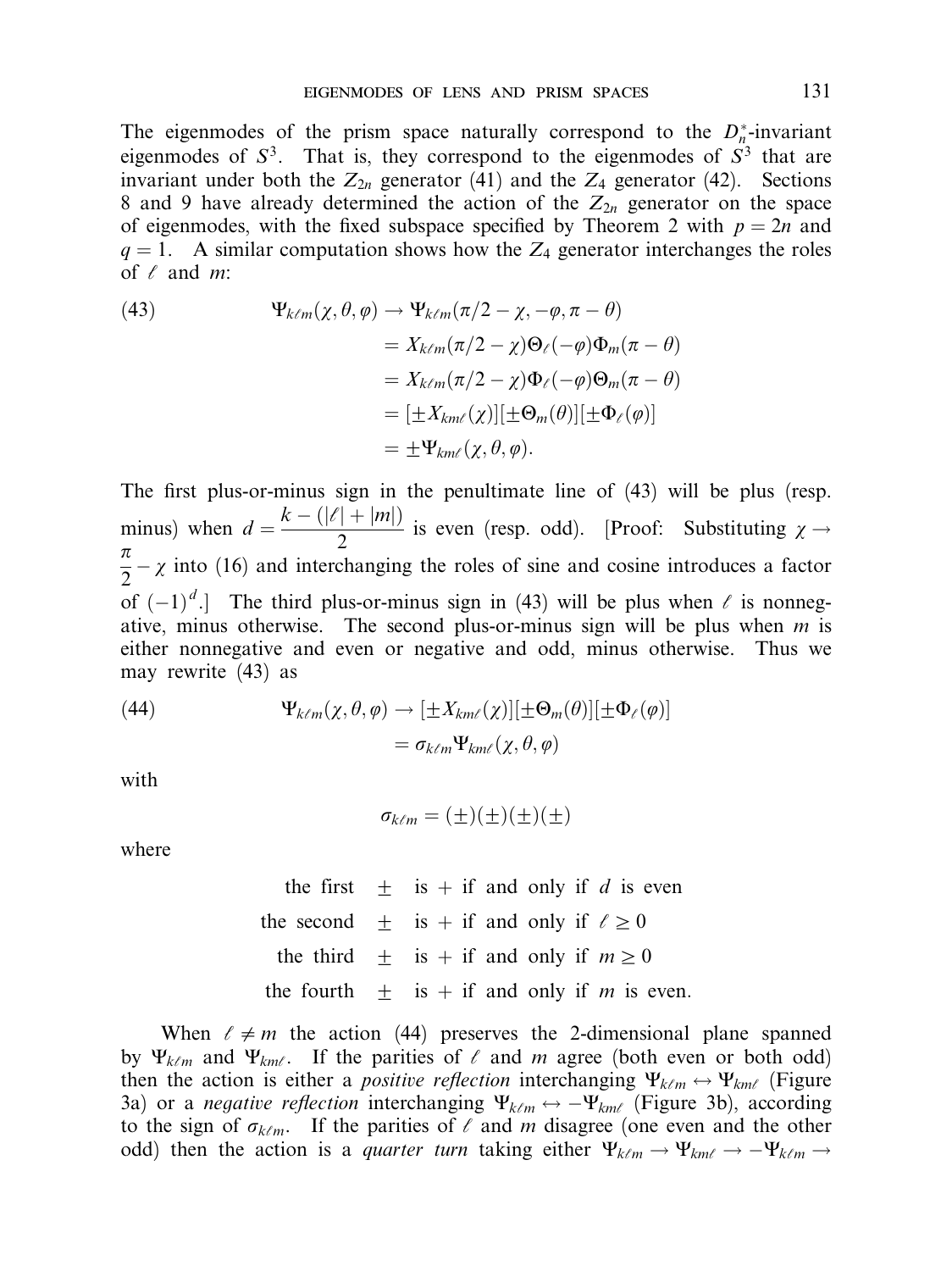The eigenmodes of the prism space naturally correspond to the $D_n^*$-invariant eigenmodes of $S^3$. That is, they correspond to the eigenmodes of $S^3$ that are invariant under both the $Z_{2n}$ generator (41) and the $Z_4$ generator (42). Sections 8 and 9 have already determined the action of the $Z_{2n}$ generator on the space of eigenmodes, with the fixed subspace specified by Theorem 2 with $p = 2n$ and $q = 1$. A similar computation shows how the $Z_4$ generator interchanges the roles of $\ell$ and $m$:

$$
\begin{aligned}
\Psi_{k\ell m}(\chi,\theta,\varphi) &\to \Psi_{k\ell m}(\pi/2-\chi,-\varphi,\pi-\theta) \\
&= X_{k\ell m}(\pi/2-\chi)\Theta_\ell(-\varphi)\Phi_m(\pi-\theta) \\
&= X_{k\ell m}(\pi/2-\chi)\Phi_\ell(-\varphi)\Theta_m(\pi-\theta) \\
&= [\pm X_{km\ell}(\chi)][\pm\Theta_m(\theta)][\pm\Phi_\ell(\varphi)] \\
&= \pm\Psi_{km\ell}(\chi,\theta,\varphi).
\end{aligned}
\tag{43}
$$

The first plus-or-minus sign in the penultimate line of (43) will be plus (resp. minus) when $d = \dfrac{k-(|\ell|+|m|)}{2}$ is even (resp. odd). [Proof: Substituting $\chi \to \dfrac{\pi}{2}-\chi$ into (16) and interchanging the roles of sine and cosine introduces a factor of $(-1)^d$.] The third plus-or-minus sign in (43) will be plus when $\ell$ is nonnegative, minus otherwise. The second plus-or-minus sign will be plus when $m$ is either nonnegative and even or negative and odd, minus otherwise. Thus we may rewrite (43) as

$$
\begin{aligned}
\Psi_{k\ell m}(\chi,\theta,\varphi) &\to [\pm X_{km\ell}(\chi)][\pm\Theta_m(\theta)][\pm\Phi_\ell(\varphi)] \\
&= \sigma_{k\ell m}\Psi_{km\ell}(\chi,\theta,\varphi)
\end{aligned}
\tag{44}
$$

with

$$\sigma_{k\ell m} = (\pm)(\pm)(\pm)(\pm)$$

where

- the first $\pm$ is $+$ if and only if $d$ is even
- the second $\pm$ is $+$ if and only if $\ell \geq 0$
- the third $\pm$ is $+$ if and only if $m \geq 0$
- the fourth $\pm$ is $+$ if and only if $m$ is even.

When $\ell \neq m$ the action (44) preserves the 2-dimensional plane spanned by $\Psi_{k\ell m}$ and $\Psi_{km\ell}$. If the parities of $\ell$ and $m$ agree (both even or both odd) then the action is either a *positive reflection* interchanging $\Psi_{k\ell m} \leftrightarrow \Psi_{km\ell}$ (Figure 3a) or a *negative reflection* interchanging $\Psi_{k\ell m} \leftrightarrow -\Psi_{km\ell}$ (Figure 3b), according to the sign of $\sigma_{k\ell m}$. If the parities of $\ell$ and $m$ disagree (one even and the other odd) then the action is a *quarter turn* taking either $\Psi_{k\ell m} \to \Psi_{km\ell} \to -\Psi_{k\ell m} \to$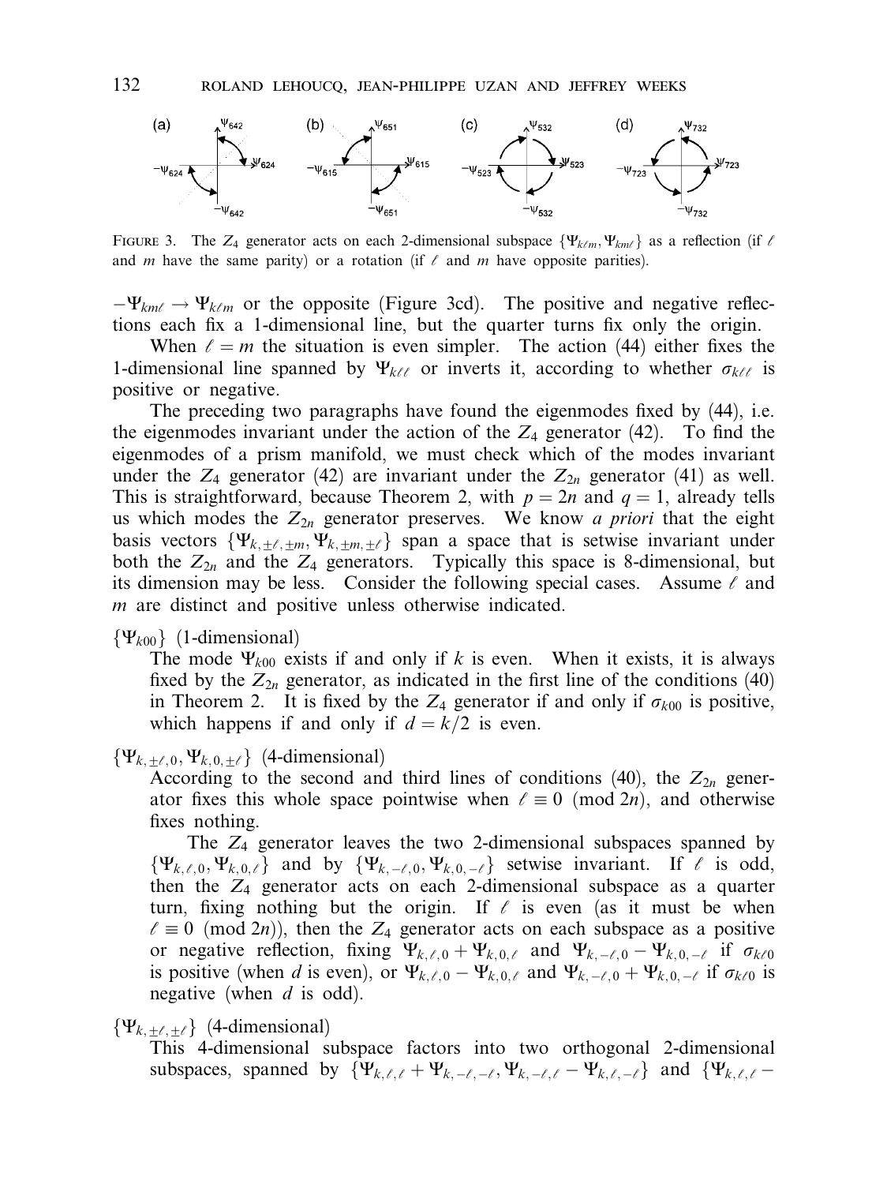FIGURE 3. The $Z_4$ generator acts on each 2-dimensional subspace $\{\Psi_{k\ell m}, \Psi_{km\ell}\}$ as a reflection (if $\ell$ and $m$ have the same parity) or a rotation (if $\ell$ and $m$ have opposite parities).

$-\Psi_{km\ell} \to \Psi_{k\ell m}$ or the opposite (Figure 3cd). The positive and negative reflections each fix a 1-dimensional line, but the quarter turns fix only the origin.

When $\ell = m$ the situation is even simpler. The action (44) either fixes the 1-dimensional line spanned by $\Psi_{k\ell\ell}$ or inverts it, according to whether $\sigma_{k\ell\ell}$ is positive or negative.

The preceding two paragraphs have found the eigenmodes fixed by (44), i.e. the eigenmodes invariant under the action of the $Z_4$ generator (42). To find the eigenmodes of a prism manifold, we must check which of the modes invariant under the $Z_4$ generator (42) are invariant under the $Z_{2n}$ generator (41) as well. This is straightforward, because Theorem 2, with $p = 2n$ and $q = 1$, already tells us which modes the $Z_{2n}$ generator preserves. We know *a priori* that the eight basis vectors $\{\Psi_{k,\pm\ell,\pm m}, \Psi_{k,\pm m,\pm\ell}\}$ span a space that is setwise invariant under both the $Z_{2n}$ and the $Z_4$ generators. Typically this space is 8-dimensional, but its dimension may be less. Consider the following special cases. Assume $\ell$ and $m$ are distinct and positive unless otherwise indicated.

$\{\Psi_{k00}\}$ (1-dimensional)
The mode $\Psi_{k00}$ exists if and only if $k$ is even. When it exists, it is always fixed by the $Z_{2n}$ generator, as indicated in the first line of the conditions (40) in Theorem 2. It is fixed by the $Z_4$ generator if and only if $\sigma_{k00}$ is positive, which happens if and only if $d = k/2$ is even.

$\{\Psi_{k,\pm\ell,0}, \Psi_{k,0,\pm\ell}\}$ (4-dimensional)
According to the second and third lines of conditions (40), the $Z_{2n}$ generator fixes this whole space pointwise when $\ell \equiv 0 \pmod{2n}$, and otherwise fixes nothing.

The $Z_4$ generator leaves the two 2-dimensional subspaces spanned by $\{\Psi_{k,\ell,0}, \Psi_{k,0,\ell}\}$ and by $\{\Psi_{k,-\ell,0}, \Psi_{k,0,-\ell}\}$ setwise invariant. If $\ell$ is odd, then the $Z_4$ generator acts on each 2-dimensional subspace as a quarter turn, fixing nothing but the origin. If $\ell$ is even (as it must be when $\ell \equiv 0 \pmod{2n}$), then the $Z_4$ generator acts on each subspace as a positive or negative reflection, fixing $\Psi_{k,\ell,0} + \Psi_{k,0,\ell}$ and $\Psi_{k,-\ell,0} - \Psi_{k,0,-\ell}$ if $\sigma_{k\ell 0}$ is positive (when $d$ is even), or $\Psi_{k,\ell,0} - \Psi_{k,0,\ell}$ and $\Psi_{k,-\ell,0} + \Psi_{k,0,-\ell}$ if $\sigma_{k\ell 0}$ is negative (when $d$ is odd).

$\{\Psi_{k,\pm\ell,\pm\ell}\}$ (4-dimensional)
This 4-dimensional subspace factors into two orthogonal 2-dimensional subspaces, spanned by $\{\Psi_{k,\ell,\ell} + \Psi_{k,-\ell,-\ell}, \Psi_{k,-\ell,\ell} - \Psi_{k,\ell,-\ell}\}$ and $\{\Psi_{k,\ell,\ell} -$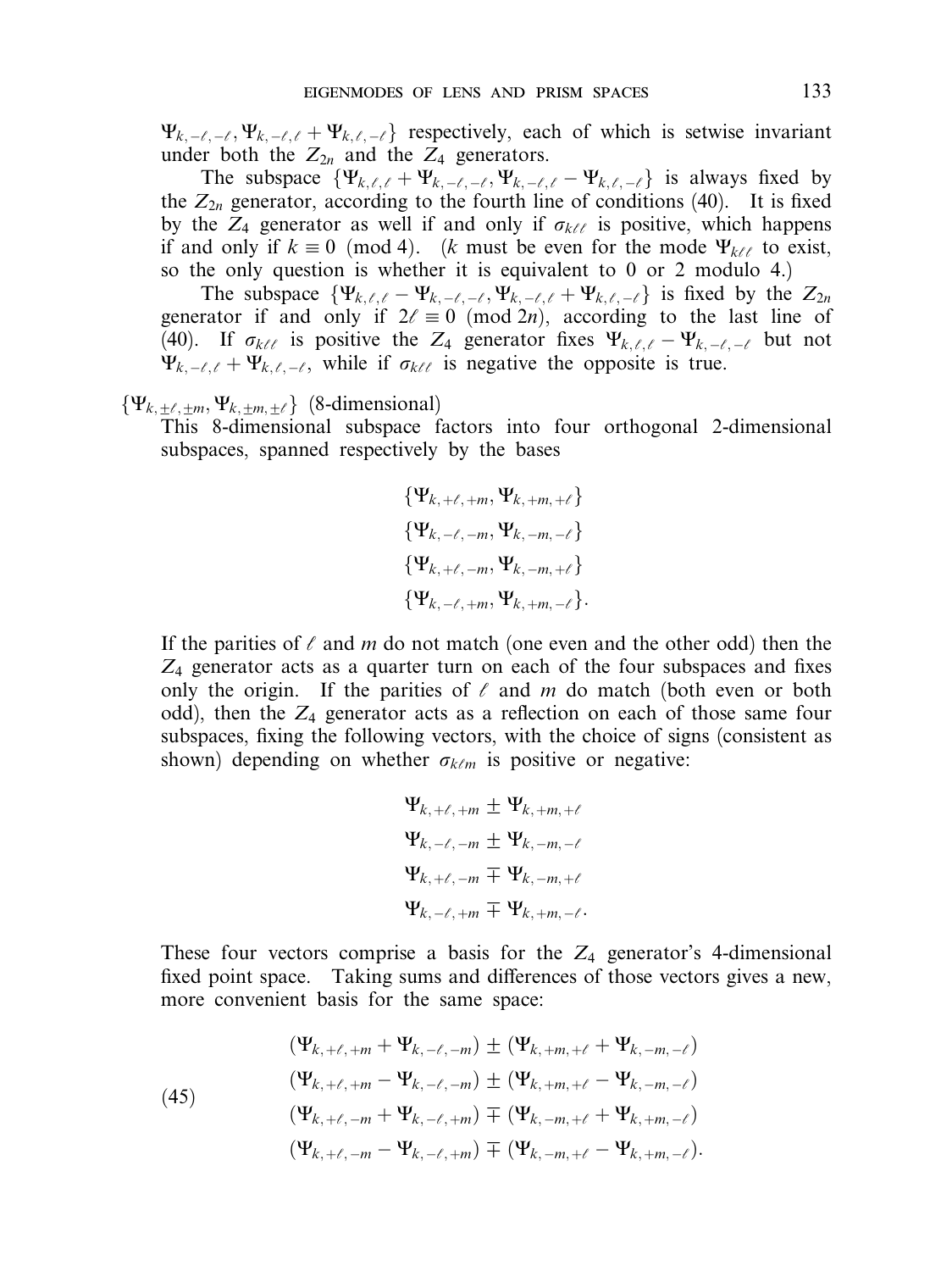$\Psi_{k,-\ell,-\ell}, \Psi_{k,-\ell,\ell} + \Psi_{k,\ell,-\ell}\}$ respectively, each of which is setwise invariant under both the $Z_{2n}$ and the $Z_4$ generators.

The subspace $\{\Psi_{k,\ell,\ell} + \Psi_{k,-\ell,-\ell}, \Psi_{k,-\ell,\ell} - \Psi_{k,\ell,-\ell}\}$ is always fixed by the $Z_{2n}$ generator, according to the fourth line of conditions (40). It is fixed by the $Z_4$ generator as well if and only if $\sigma_{k\ell\ell}$ is positive, which happens if and only if $k \equiv 0 \pmod 4$. ($k$ must be even for the mode $\Psi_{k\ell\ell}$ to exist, so the only question is whether it is equivalent to 0 or 2 modulo 4.)

The subspace $\{\Psi_{k,\ell,\ell} - \Psi_{k,-\ell,-\ell}, \Psi_{k,-\ell,\ell} + \Psi_{k,\ell,-\ell}\}$ is fixed by the $Z_{2n}$ generator if and only if $2\ell \equiv 0 \pmod{2n}$, according to the last line of (40). If $\sigma_{k\ell\ell}$ is positive the $Z_4$ generator fixes $\Psi_{k,\ell,\ell} - \Psi_{k,-\ell,-\ell}$ but not $\Psi_{k,-\ell,\ell} + \Psi_{k,\ell,-\ell}$, while if $\sigma_{k\ell\ell}$ is negative the opposite is true.

$\{\Psi_{k,\pm\ell,\pm m}, \Psi_{k,\pm m,\pm\ell}\}$ (8-dimensional)

This 8-dimensional subspace factors into four orthogonal 2-dimensional subspaces, spanned respectively by the bases

$$
\begin{gathered}
\{\Psi_{k,+\ell,+m}, \Psi_{k,+m,+\ell}\} \\
\{\Psi_{k,-\ell,-m}, \Psi_{k,-m,-\ell}\} \\
\{\Psi_{k,+\ell,-m}, \Psi_{k,-m,+\ell}\} \\
\{\Psi_{k,-\ell,+m}, \Psi_{k,+m,-\ell}\}.
\end{gathered}
$$

If the parities of $\ell$ and $m$ do not match (one even and the other odd) then the $Z_4$ generator acts as a quarter turn on each of the four subspaces and fixes only the origin. If the parities of $\ell$ and $m$ do match (both even or both odd), then the $Z_4$ generator acts as a reflection on each of those same four subspaces, fixing the following vectors, with the choice of signs (consistent as shown) depending on whether $\sigma_{k\ell m}$ is positive or negative:

$$
\begin{gathered}
\Psi_{k,+\ell,+m} \pm \Psi_{k,+m,+\ell} \\
\Psi_{k,-\ell,-m} \pm \Psi_{k,-m,-\ell} \\
\Psi_{k,+\ell,-m} \mp \Psi_{k,-m,+\ell} \\
\Psi_{k,-\ell,+m} \mp \Psi_{k,+m,-\ell}.
\end{gathered}
$$

These four vectors comprise a basis for the $Z_4$ generator's 4-dimensional fixed point space. Taking sums and differences of those vectors gives a new, more convenient basis for the same space:

$$
\begin{aligned}
&(\Psi_{k,+\ell,+m} + \Psi_{k,-\ell,-m}) \pm (\Psi_{k,+m,+\ell} + \Psi_{k,-m,-\ell}) \\
&(\Psi_{k,+\ell,+m} - \Psi_{k,-\ell,-m}) \pm (\Psi_{k,+m,+\ell} - \Psi_{k,-m,-\ell}) \\
&(\Psi_{k,+\ell,-m} + \Psi_{k,-\ell,+m}) \mp (\Psi_{k,-m,+\ell} + \Psi_{k,+m,-\ell}) \\
&(\Psi_{k,+\ell,-m} - \Psi_{k,-\ell,+m}) \mp (\Psi_{k,-m,+\ell} - \Psi_{k,+m,-\ell}).
\end{aligned}
\tag{45}
$$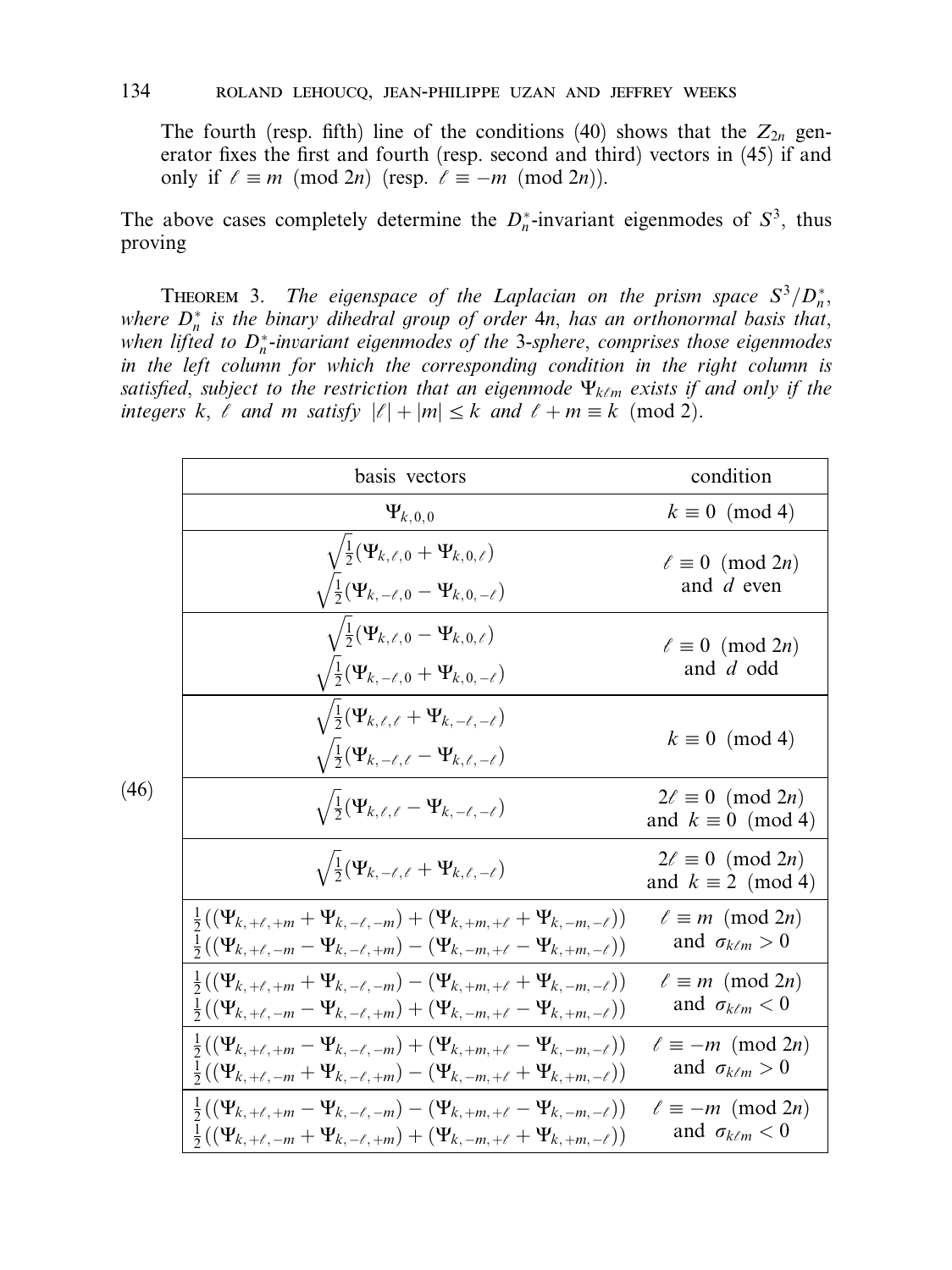The fourth (resp. fifth) line of the conditions (40) shows that the $Z_{2n}$ generator fixes the first and fourth (resp. second and third) vectors in (45) if and only if $\ell \equiv m \pmod{2n}$ (resp. $\ell \equiv -m \pmod{2n}$).

The above cases completely determine the $D_n^*$-invariant eigenmodes of $S^3$, thus proving

THEOREM 3. *The eigenspace of the Laplacian on the prism space $S^3/D_n^*$, where $D_n^*$ is the binary dihedral group of order $4n$, has an orthonormal basis that, when lifted to $D_n^*$-invariant eigenmodes of the 3-sphere, comprises those eigenmodes in the left column for which the corresponding condition in the right column is satisfied, subject to the restriction that an eigenmode $\Psi_{k\ell m}$ exists if and only if the integers $k$, $\ell$ and $m$ satisfy $|\ell| + |m| \le k$ and $\ell + m \equiv k \pmod 2$.*

(46)

| basis vectors | condition |
|---|---|
| $\Psi_{k,0,0}$ | $k \equiv 0 \pmod 4$ |
| $\sqrt{\frac{1}{2}}(\Psi_{k,\ell,0} + \Psi_{k,0,\ell})$<br>$\sqrt{\frac{1}{2}}(\Psi_{k,-\ell,0} - \Psi_{k,0,-\ell})$ | $\ell \equiv 0 \pmod{2n}$<br>and $d$ even |
| $\sqrt{\frac{1}{2}}(\Psi_{k,\ell,0} - \Psi_{k,0,\ell})$<br>$\sqrt{\frac{1}{2}}(\Psi_{k,-\ell,0} + \Psi_{k,0,-\ell})$ | $\ell \equiv 0 \pmod{2n}$<br>and $d$ odd |
| $\sqrt{\frac{1}{2}}(\Psi_{k,\ell,\ell} + \Psi_{k,-\ell,-\ell})$<br>$\sqrt{\frac{1}{2}}(\Psi_{k,-\ell,\ell} - \Psi_{k,\ell,-\ell})$ | $k \equiv 0 \pmod 4$ |
| $\sqrt{\frac{1}{2}}(\Psi_{k,\ell,\ell} - \Psi_{k,-\ell,-\ell})$ | $2\ell \equiv 0 \pmod{2n}$<br>and $k \equiv 0 \pmod 4$ |
| $\sqrt{\frac{1}{2}}(\Psi_{k,-\ell,\ell} + \Psi_{k,\ell,-\ell})$ | $2\ell \equiv 0 \pmod{2n}$<br>and $k \equiv 2 \pmod 4$ |
| $\frac{1}{2}((\Psi_{k,+\ell,+m} + \Psi_{k,-\ell,-m}) + (\Psi_{k,+m,+\ell} + \Psi_{k,-m,-\ell}))$<br>$\frac{1}{2}((\Psi_{k,+\ell,-m} - \Psi_{k,-\ell,+m}) - (\Psi_{k,-m,+\ell} - \Psi_{k,+m,-\ell}))$ | $\ell \equiv m \pmod{2n}$<br>and $\sigma_{k\ell m} > 0$ |
| $\frac{1}{2}((\Psi_{k,+\ell,+m} + \Psi_{k,-\ell,-m}) - (\Psi_{k,+m,+\ell} + \Psi_{k,-m,-\ell}))$<br>$\frac{1}{2}((\Psi_{k,+\ell,-m} - \Psi_{k,-\ell,+m}) + (\Psi_{k,-m,+\ell} - \Psi_{k,+m,-\ell}))$ | $\ell \equiv m \pmod{2n}$<br>and $\sigma_{k\ell m} < 0$ |
| $\frac{1}{2}((\Psi_{k,+\ell,+m} - \Psi_{k,-\ell,-m}) + (\Psi_{k,+m,+\ell} - \Psi_{k,-m,-\ell}))$<br>$\frac{1}{2}((\Psi_{k,+\ell,-m} + \Psi_{k,-\ell,+m}) - (\Psi_{k,-m,+\ell} + \Psi_{k,+m,-\ell}))$ | $\ell \equiv -m \pmod{2n}$<br>and $\sigma_{k\ell m} > 0$ |
| $\frac{1}{2}((\Psi_{k,+\ell,+m} - \Psi_{k,-\ell,-m}) - (\Psi_{k,+m,+\ell} - \Psi_{k,-m,-\ell}))$<br>$\frac{1}{2}((\Psi_{k,+\ell,-m} + \Psi_{k,-\ell,+m}) + (\Psi_{k,-m,+\ell} + \Psi_{k,+m,-\ell}))$ | $\ell \equiv -m \pmod{2n}$<br>and $\sigma_{k\ell m} < 0$ |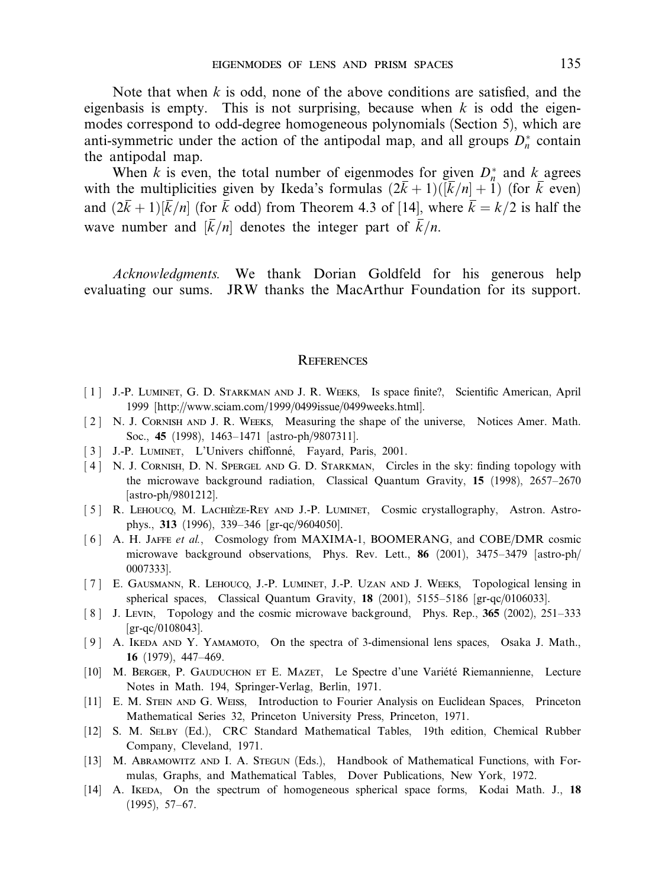Note that when $k$ is odd, none of the above conditions are satisfied, and the eigenbasis is empty. This is not surprising, because when $k$ is odd the eigenmodes correspond to odd-degree homogeneous polynomials (Section 5), which are anti-symmetric under the action of the antipodal map, and all groups $D_n^*$ contain the antipodal map.

When $k$ is even, the total number of eigenmodes for given $D_n^*$ and $k$ agrees with the multiplicities given by Ikeda's formulas $(2\bar{k}+1)([\bar{k}/n]+1)$ (for $\bar{k}$ even) and $(2\bar{k}+1)[\bar{k}/n]$ (for $\bar{k}$ odd) from Theorem 4.3 of [14], where $\bar{k} = k/2$ is half the wave number and $[\bar{k}/n]$ denotes the integer part of $\bar{k}/n$.

*Acknowledgments.* We thank Dorian Goldfeld for his generous help evaluating our sums. JRW thanks the MacArthur Foundation for its support.

## References

[1] J.-P. Luminet, G. D. Starkman and J. R. Weeks, Is space finite?, Scientific American, April 1999 [http://www.sciam.com/1999/0499issue/0499weeks.html].

[2] N. J. Cornish and J. R. Weeks, Measuring the shape of the universe, Notices Amer. Math. Soc., **45** (1998), 1463–1471 [astro-ph/9807311].

[3] J.-P. Luminet, L'Univers chiffonné, Fayard, Paris, 2001.

[4] N. J. Cornish, D. N. Spergel and G. D. Starkman, Circles in the sky: finding topology with the microwave background radiation, Classical Quantum Gravity, **15** (1998), 2657–2670 [astro-ph/9801212].

[5] R. Lehoucq, M. Lachièze-Rey and J.-P. Luminet, Cosmic crystallography, Astron. Astrophys., **313** (1996), 339–346 [gr-qc/9604050].

[6] A. H. Jaffe *et al.*, Cosmology from MAXIMA-1, BOOMERANG, and COBE/DMR cosmic microwave background observations, Phys. Rev. Lett., **86** (2001), 3475–3479 [astro-ph/0007333].

[7] E. Gausmann, R. Lehoucq, J.-P. Luminet, J.-P. Uzan and J. Weeks, Topological lensing in spherical spaces, Classical Quantum Gravity, **18** (2001), 5155–5186 [gr-qc/0106033].

[8] J. Levin, Topology and the cosmic microwave background, Phys. Rep., **365** (2002), 251–333 [gr-qc/0108043].

[9] A. Ikeda and Y. Yamamoto, On the spectra of 3-dimensional lens spaces, Osaka J. Math., **16** (1979), 447–469.

[10] M. Berger, P. Gauduchon et E. Mazet, Le Spectre d'une Variété Riemannienne, Lecture Notes in Math. 194, Springer-Verlag, Berlin, 1971.

[11] E. M. Stein and G. Weiss, Introduction to Fourier Analysis on Euclidean Spaces, Princeton Mathematical Series 32, Princeton University Press, Princeton, 1971.

[12] S. M. Selby (Ed.), CRC Standard Mathematical Tables, 19th edition, Chemical Rubber Company, Cleveland, 1971.

[13] M. Abramowitz and I. A. Stegun (Eds.), Handbook of Mathematical Functions, with Formulas, Graphs, and Mathematical Tables, Dover Publications, New York, 1972.

[14] A. Ikeda, On the spectrum of homogeneous spherical space forms, Kodai Math. J., **18** (1995), 57–67.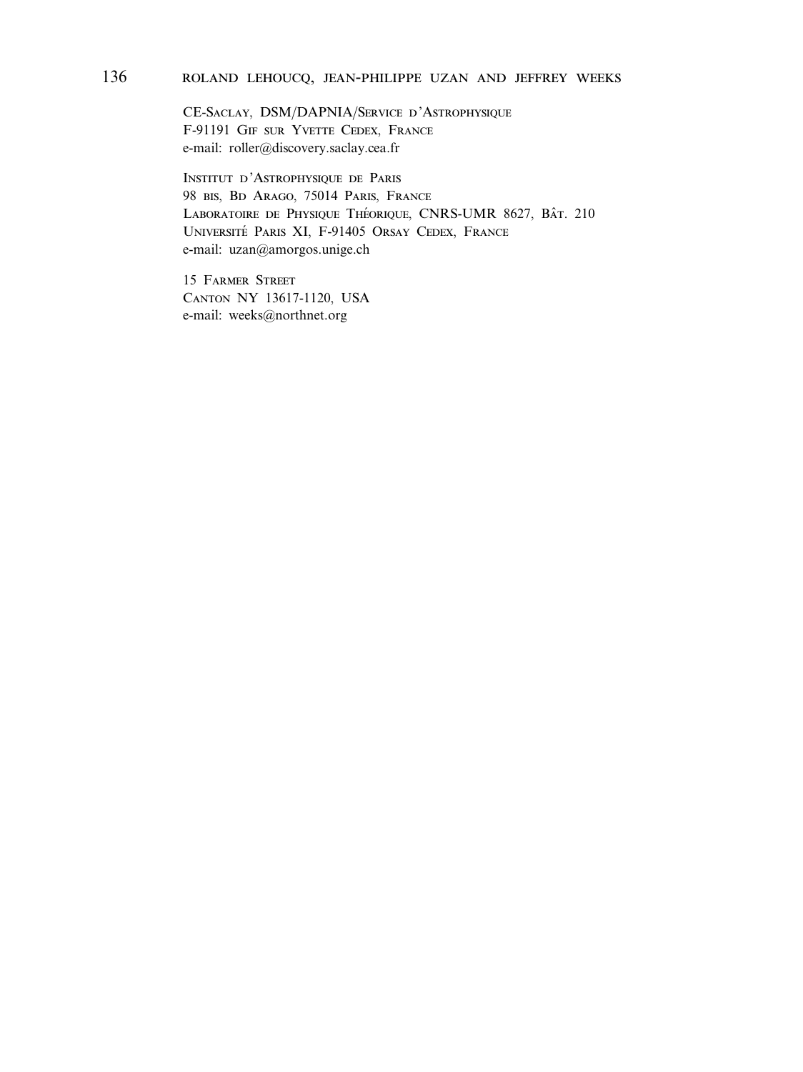CE-Saclay, DSM/DAPNIA/Service d'Astrophysique
F-91191 Gif sur Yvette Cedex, France
e-mail: roller@discovery.saclay.cea.fr

Institut d'Astrophysique de Paris
98 bis, Bd Arago, 75014 Paris, France
Laboratoire de Physique Théorique, CNRS-UMR 8627, Bât. 210
Université Paris XI, F-91405 Orsay Cedex, France
e-mail: uzan@amorgos.unige.ch

15 Farmer Street
Canton NY 13617-1120, USA
e-mail: weeks@northnet.org